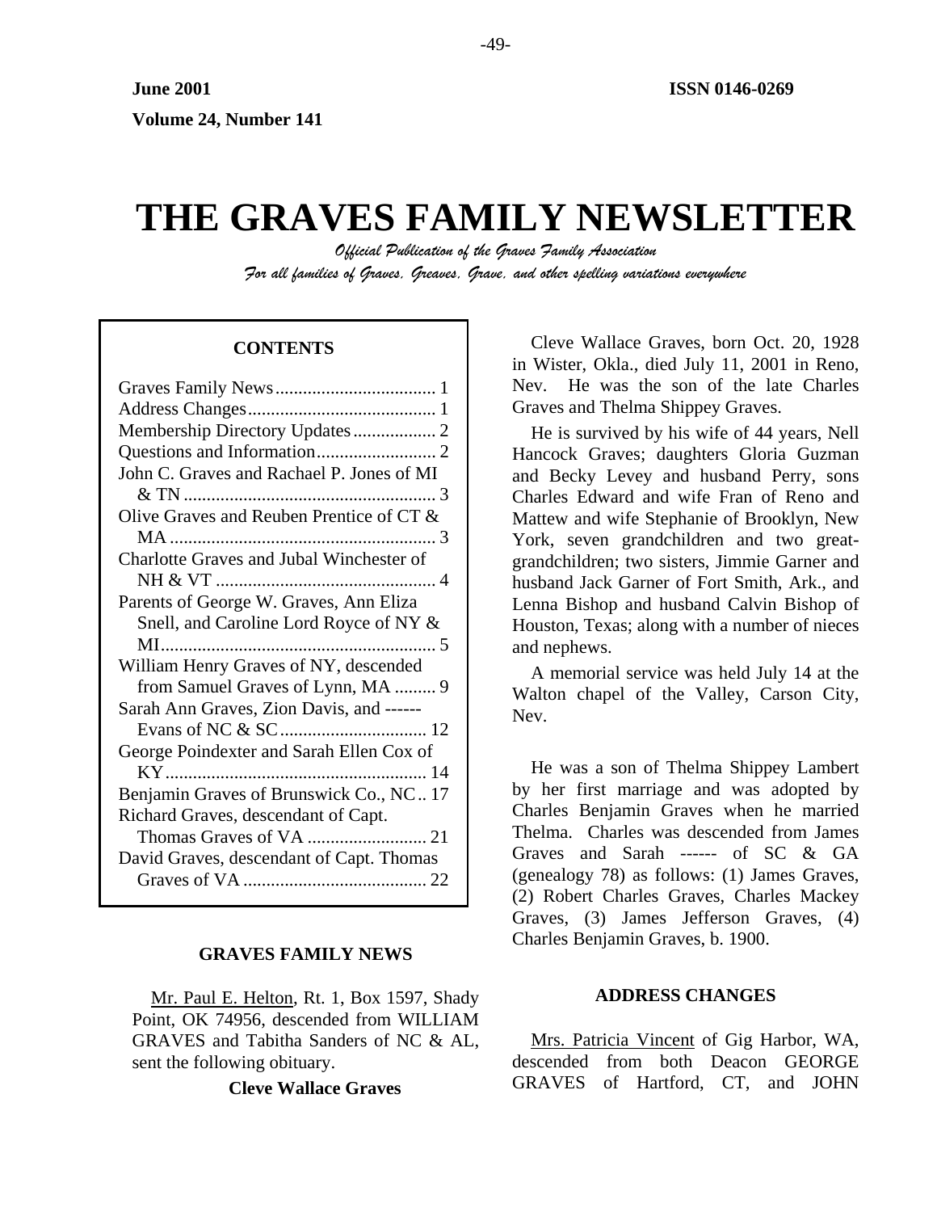June 2001

Volume 24, Number 141

ISSN 0146-0269

# THE GRAVES FAMILY NEWSLETTER

*Official Publication of the Graves Family Association*

*For all families of Graves, Greaves, Grave, and other spelling variations everywhere*

**CONTENTS**

Graves Family News ... 1
Address Changes ... 1
Membership Directory Updates ... 2
Questions and Information ... 2
John C. Graves and Rachael P. Jones of MI & TN ... 3
Olive Graves and Reuben Prentice of CT & MA ... 3
Charlotte Graves and Jubal Winchester of NH & VT ... 4
Parents of George W. Graves, Ann Eliza Snell, and Caroline Lord Royce of NY & MI ... 5
William Henry Graves of NY, descended from Samuel Graves of Lynn, MA ... 9
Sarah Ann Graves, Zion Davis, and ------ Evans of NC & SC ... 12
George Poindexter and Sarah Ellen Cox of KY ... 14
Benjamin Graves of Brunswick Co., NC ... 17
Richard Graves, descendant of Capt. Thomas Graves of VA ... 21
David Graves, descendant of Capt. Thomas Graves of VA ... 22

## GRAVES FAMILY NEWS

Mr. Paul E. Helton, Rt. 1, Box 1597, Shady Point, OK 74956, descended from WILLIAM GRAVES and Tabitha Sanders of NC & AL, sent the following obituary.

**Cleve Wallace Graves**

Cleve Wallace Graves, born Oct. 20, 1928 in Wister, Okla., died July 11, 2001 in Reno, Nev. He was the son of the late Charles Graves and Thelma Shippey Graves.

He is survived by his wife of 44 years, Nell Hancock Graves; daughters Gloria Guzman and Becky Levey and husband Perry, sons Charles Edward and wife Fran of Reno and Mattew and wife Stephanie of Brooklyn, New York, seven grandchildren and two great-grandchildren; two sisters, Jimmie Garner and husband Jack Garner of Fort Smith, Ark., and Lenna Bishop and husband Calvin Bishop of Houston, Texas; along with a number of nieces and nephews.

A memorial service was held July 14 at the Walton chapel of the Valley, Carson City, Nev.

He was a son of Thelma Shippey Lambert by her first marriage and was adopted by Charles Benjamin Graves when he married Thelma. Charles was descended from James Graves and Sarah ------ of SC & GA (genealogy 78) as follows: (1) James Graves, (2) Robert Charles Graves, Charles Mackey Graves, (3) James Jefferson Graves, (4) Charles Benjamin Graves, b. 1900.

## ADDRESS CHANGES

Mrs. Patricia Vincent of Gig Harbor, WA, descended from both Deacon GEORGE GRAVES of Hartford, CT, and JOHN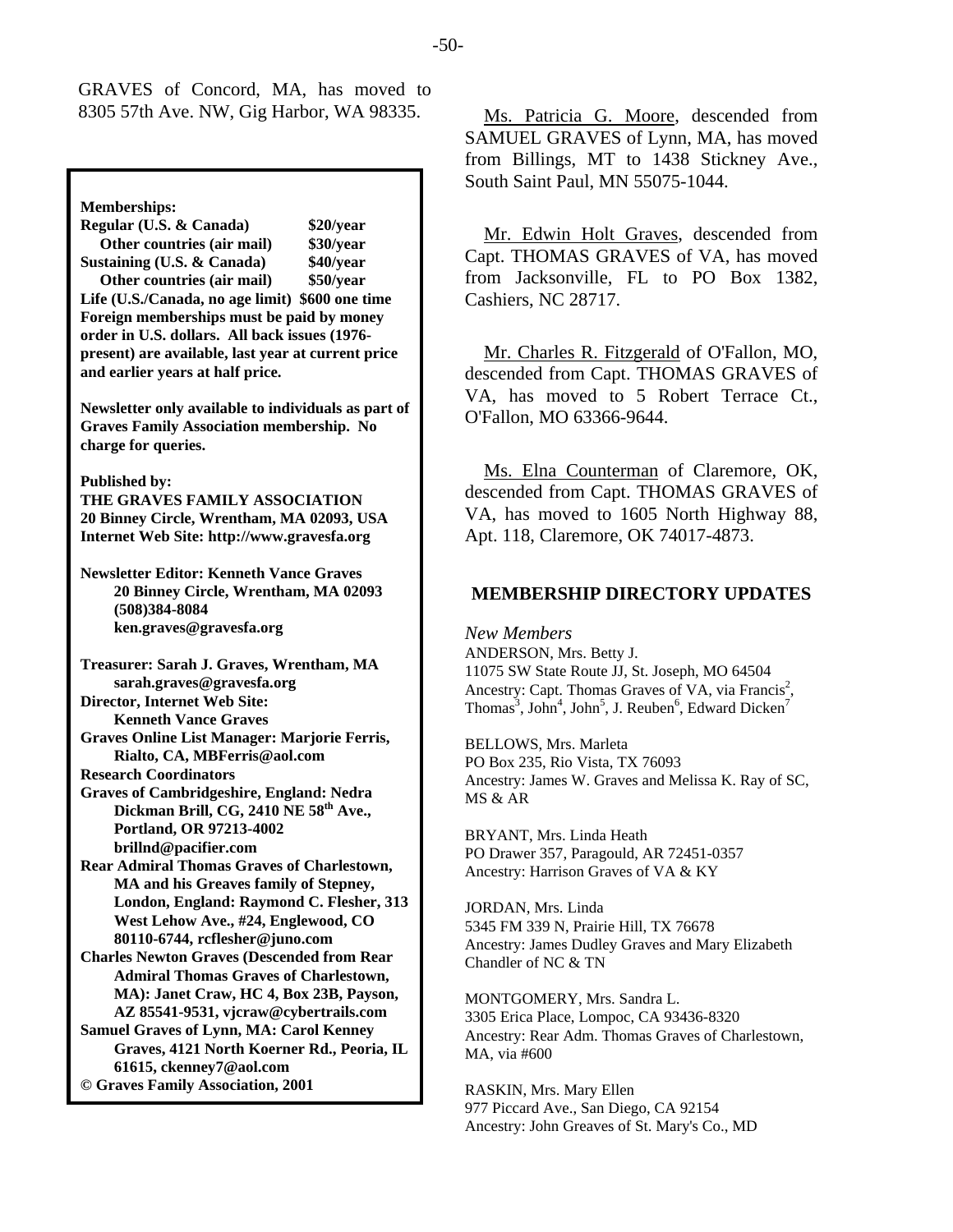GRAVES of Concord, MA, has moved to 8305 57th Ave. NW, Gig Harbor, WA 98335.

**Memberships:**

| | |
|---|---|
| **Regular (U.S. & Canada)** | **\$20/year** |
| **Other countries (air mail)** | **\$30/year** |
| **Sustaining (U.S. & Canada)** | **\$40/year** |
| **Other countries (air mail)** | **\$50/year** |
| **Life (U.S./Canada, no age limit)** | **\$600 one time** |

**Foreign memberships must be paid by money order in U.S. dollars. All back issues (1976-present) are available, last year at current price and earlier years at half price.**

**Newsletter only available to individuals as part of Graves Family Association membership. No charge for queries.**

**Published by:**
**THE GRAVES FAMILY ASSOCIATION**
**20 Binney Circle, Wrentham, MA 02093, USA**
**Internet Web Site: http://www.gravesfa.org**

**Newsletter Editor: Kenneth Vance Graves**
**20 Binney Circle, Wrentham, MA 02093**
**(508)384-8084**
**ken.graves@gravesfa.org**

**Treasurer: Sarah J. Graves, Wrentham, MA**
**sarah.graves@gravesfa.org**
**Director, Internet Web Site:**
**Kenneth Vance Graves**
**Graves Online List Manager: Marjorie Ferris, Rialto, CA, MBFerris@aol.com**
**Research Coordinators**
**Graves of Cambridgeshire, England: Nedra Dickman Brill, CG, 2410 NE 58th Ave., Portland, OR 97213-4002**
**brillnd@pacifier.com**
**Rear Admiral Thomas Graves of Charlestown, MA and his Greaves family of Stepney, London, England: Raymond C. Flesher, 313 West Lehow Ave., #24, Englewood, CO 80110-6744, rcflesher@juno.com**
**Charles Newton Graves (Descended from Rear Admiral Thomas Graves of Charlestown, MA): Janet Craw, HC 4, Box 23B, Payson, AZ 85541-9531, vjcraw@cybertrails.com**
**Samuel Graves of Lynn, MA: Carol Kenney Graves, 4121 North Koerner Rd., Peoria, IL 61615, ckenney7@aol.com**
**© Graves Family Association, 2001**

Ms. Patricia G. Moore, descended from SAMUEL GRAVES of Lynn, MA, has moved from Billings, MT to 1438 Stickney Ave., South Saint Paul, MN 55075-1044.

Mr. Edwin Holt Graves, descended from Capt. THOMAS GRAVES of VA, has moved from Jacksonville, FL to PO Box 1382, Cashiers, NC 28717.

Mr. Charles R. Fitzgerald of O'Fallon, MO, descended from Capt. THOMAS GRAVES of VA, has moved to 5 Robert Terrace Ct., O'Fallon, MO 63366-9644.

Ms. Elna Counterman of Claremore, OK, descended from Capt. THOMAS GRAVES of VA, has moved to 1605 North Highway 88, Apt. 118, Claremore, OK 74017-4873.

## MEMBERSHIP DIRECTORY UPDATES

*New Members*

ANDERSON, Mrs. Betty J.
11075 SW State Route JJ, St. Joseph, MO 64504
Ancestry: Capt. Thomas Graves of VA, via Francis[2], Thomas[3], John[4], John[5], J. Reuben[6], Edward Dicken[7]

BELLOWS, Mrs. Marleta
PO Box 235, Rio Vista, TX 76093
Ancestry: James W. Graves and Melissa K. Ray of SC, MS & AR

BRYANT, Mrs. Linda Heath
PO Drawer 357, Paragould, AR 72451-0357
Ancestry: Harrison Graves of VA & KY

JORDAN, Mrs. Linda
5345 FM 339 N, Prairie Hill, TX 76678
Ancestry: James Dudley Graves and Mary Elizabeth Chandler of NC & TN

MONTGOMERY, Mrs. Sandra L.
3305 Erica Place, Lompoc, CA 93436-8320
Ancestry: Rear Adm. Thomas Graves of Charlestown, MA, via #600

RASKIN, Mrs. Mary Ellen
977 Piccard Ave., San Diego, CA 92154
Ancestry: John Greaves of St. Mary's Co., MD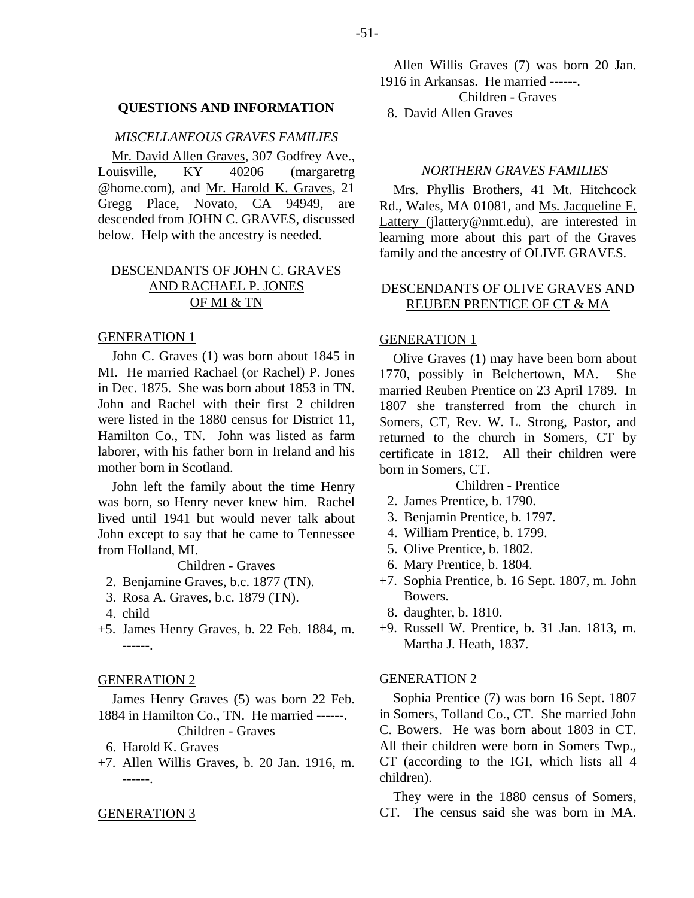## QUESTIONS AND INFORMATION

### *MISCELLANEOUS GRAVES FAMILIES*

Mr. David Allen Graves, 307 Godfrey Ave., Louisville, KY 40206 (margaretrg @home.com), and Mr. Harold K. Graves, 21 Gregg Place, Novato, CA 94949, are descended from JOHN C. GRAVES, discussed below. Help with the ancestry is needed.

### DESCENDANTS OF JOHN C. GRAVES AND RACHAEL P. JONES OF MI & TN

#### GENERATION 1

John C. Graves (1) was born about 1845 in MI. He married Rachael (or Rachel) P. Jones in Dec. 1875. She was born about 1853 in TN. John and Rachel with their first 2 children were listed in the 1880 census for District 11, Hamilton Co., TN. John was listed as farm laborer, with his father born in Ireland and his mother born in Scotland.

John left the family about the time Henry was born, so Henry never knew him. Rachel lived until 1941 but would never talk about John except to say that he came to Tennessee from Holland, MI.

Children - Graves

2. Benjamine Graves, b.c. 1877 (TN).
3. Rosa A. Graves, b.c. 1879 (TN).
4. child

+5. James Henry Graves, b. 22 Feb. 1884, m. ------.

#### GENERATION 2

James Henry Graves (5) was born 22 Feb. 1884 in Hamilton Co., TN. He married ------.

Children - Graves

6. Harold K. Graves

+7. Allen Willis Graves, b. 20 Jan. 1916, m. ------.

#### GENERATION 3

Allen Willis Graves (7) was born 20 Jan. 1916 in Arkansas. He married ------.

Children - Graves

8. David Allen Graves

### *NORTHERN GRAVES FAMILIES*

Mrs. Phyllis Brothers, 41 Mt. Hitchcock Rd., Wales, MA 01081, and Ms. Jacqueline F. Lattery (jlattery@nmt.edu), are interested in learning more about this part of the Graves family and the ancestry of OLIVE GRAVES.

### DESCENDANTS OF OLIVE GRAVES AND REUBEN PRENTICE OF CT & MA

#### GENERATION 1

Olive Graves (1) may have been born about 1770, possibly in Belchertown, MA. She married Reuben Prentice on 23 April 1789. In 1807 she transferred from the church in Somers, CT, Rev. W. L. Strong, Pastor, and returned to the church in Somers, CT by certificate in 1812. All their children were born in Somers, CT.

Children - Prentice

2. James Prentice, b. 1790.
3. Benjamin Prentice, b. 1797.
4. William Prentice, b. 1799.
5. Olive Prentice, b. 1802.
6. Mary Prentice, b. 1804.

+7. Sophia Prentice, b. 16 Sept. 1807, m. John Bowers.

8. daughter, b. 1810.

+9. Russell W. Prentice, b. 31 Jan. 1813, m. Martha J. Heath, 1837.

#### GENERATION 2

Sophia Prentice (7) was born 16 Sept. 1807 in Somers, Tolland Co., CT. She married John C. Bowers. He was born about 1803 in CT. All their children were born in Somers Twp., CT (according to the IGI, which lists all 4 children).

They were in the 1880 census of Somers, CT. The census said she was born in MA.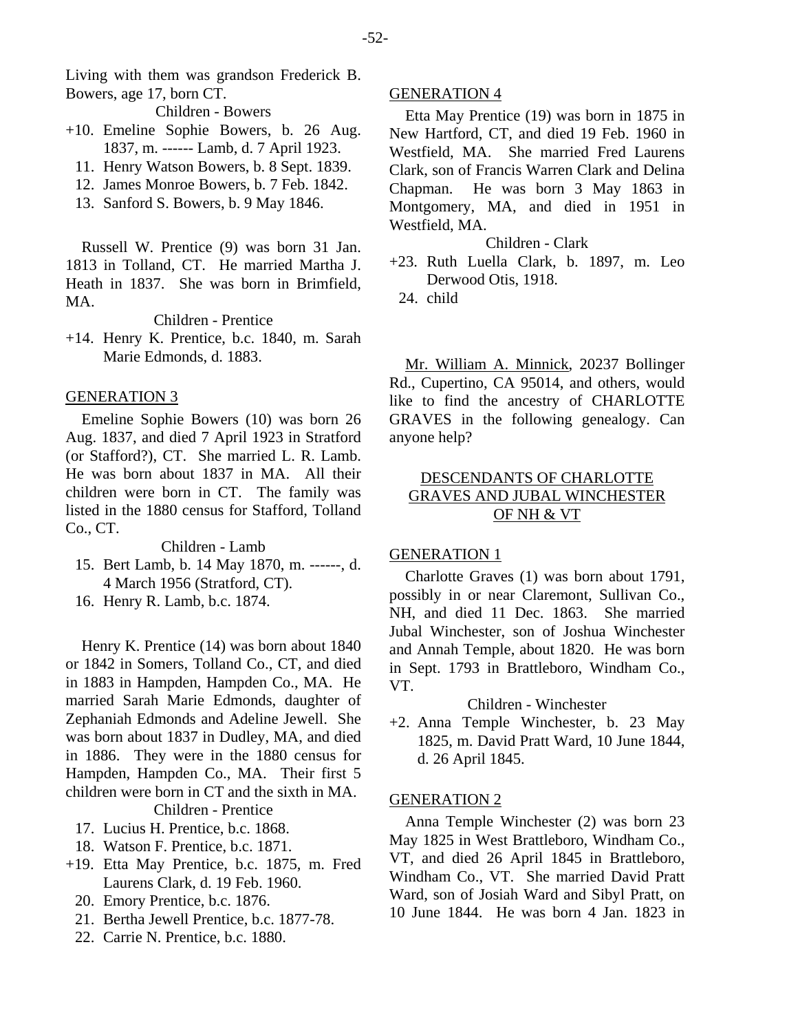Living with them was grandson Frederick B. Bowers, age 17, born CT.

Children - Bowers

+10. Emeline Sophie Bowers, b. 26 Aug. 1837, m. ------ Lamb, d. 7 April 1923.
11. Henry Watson Bowers, b. 8 Sept. 1839.
12. James Monroe Bowers, b. 7 Feb. 1842.
13. Sanford S. Bowers, b. 9 May 1846.

Russell W. Prentice (9) was born 31 Jan. 1813 in Tolland, CT. He married Martha J. Heath in 1837. She was born in Brimfield, MA.

Children - Prentice

+14. Henry K. Prentice, b.c. 1840, m. Sarah Marie Edmonds, d. 1883.

## GENERATION 3

Emeline Sophie Bowers (10) was born 26 Aug. 1837, and died 7 April 1923 in Stratford (or Stafford?), CT. She married L. R. Lamb. He was born about 1837 in MA. All their children were born in CT. The family was listed in the 1880 census for Stafford, Tolland Co., CT.

Children - Lamb

15. Bert Lamb, b. 14 May 1870, m. ------, d. 4 March 1956 (Stratford, CT).
16. Henry R. Lamb, b.c. 1874.

Henry K. Prentice (14) was born about 1840 or 1842 in Somers, Tolland Co., CT, and died in 1883 in Hampden, Hampden Co., MA. He married Sarah Marie Edmonds, daughter of Zephaniah Edmonds and Adeline Jewell. She was born about 1837 in Dudley, MA, and died in 1886. They were in the 1880 census for Hampden, Hampden Co., MA. Their first 5 children were born in CT and the sixth in MA.

Children - Prentice

17. Lucius H. Prentice, b.c. 1868.
18. Watson F. Prentice, b.c. 1871.
+19. Etta May Prentice, b.c. 1875, m. Fred Laurens Clark, d. 19 Feb. 1960.
20. Emory Prentice, b.c. 1876.
21. Bertha Jewell Prentice, b.c. 1877-78.
22. Carrie N. Prentice, b.c. 1880.

## GENERATION 4

Etta May Prentice (19) was born in 1875 in New Hartford, CT, and died 19 Feb. 1960 in Westfield, MA. She married Fred Laurens Clark, son of Francis Warren Clark and Delina Chapman. He was born 3 May 1863 in Montgomery, MA, and died in 1951 in Westfield, MA.

Children - Clark

+23. Ruth Luella Clark, b. 1897, m. Leo Derwood Otis, 1918.
24. child

Mr. William A. Minnick, 20237 Bollinger Rd., Cupertino, CA 95014, and others, would like to find the ancestry of CHARLOTTE GRAVES in the following genealogy. Can anyone help?

# DESCENDANTS OF CHARLOTTE GRAVES AND JUBAL WINCHESTER OF NH & VT

## GENERATION 1

Charlotte Graves (1) was born about 1791, possibly in or near Claremont, Sullivan Co., NH, and died 11 Dec. 1863. She married Jubal Winchester, son of Joshua Winchester and Annah Temple, about 1820. He was born in Sept. 1793 in Brattleboro, Windham Co., VT.

Children - Winchester

+2. Anna Temple Winchester, b. 23 May 1825, m. David Pratt Ward, 10 June 1844, d. 26 April 1845.

## GENERATION 2

Anna Temple Winchester (2) was born 23 May 1825 in West Brattleboro, Windham Co., VT, and died 26 April 1845 in Brattleboro, Windham Co., VT. She married David Pratt Ward, son of Josiah Ward and Sibyl Pratt, on 10 June 1844. He was born 4 Jan. 1823 in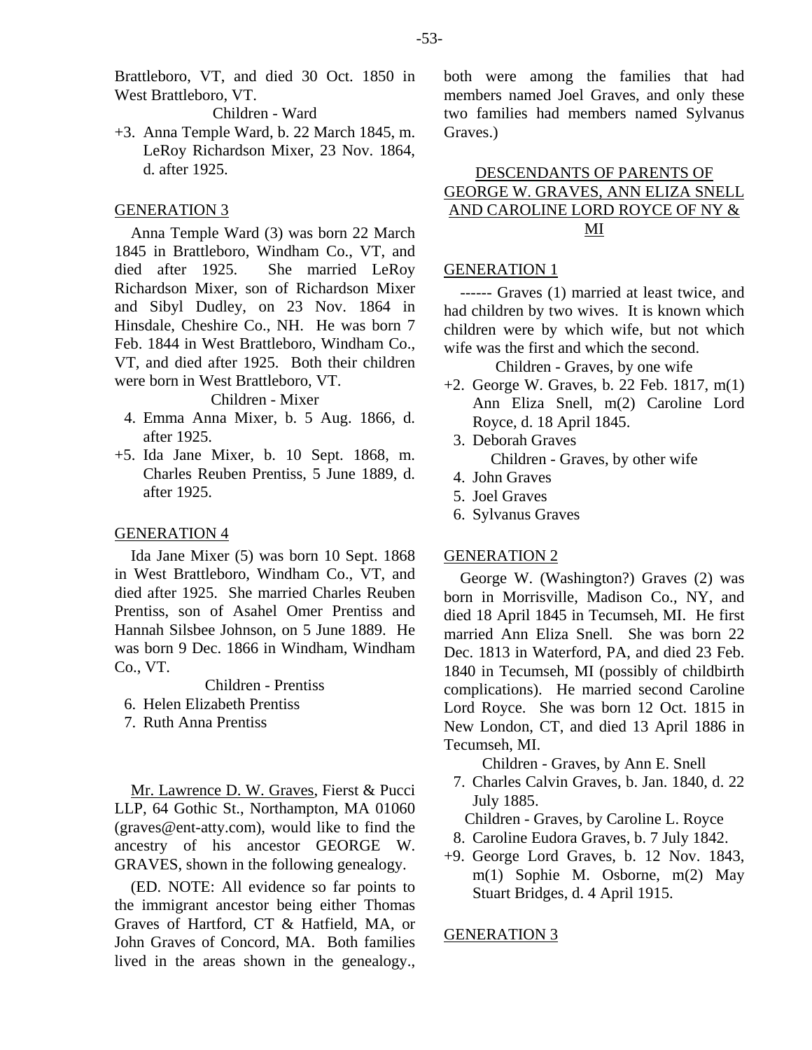Brattleboro, VT, and died 30 Oct. 1850 in West Brattleboro, VT.

Children - Ward

+3. Anna Temple Ward, b. 22 March 1845, m. LeRoy Richardson Mixer, 23 Nov. 1864, d. after 1925.

GENERATION 3

Anna Temple Ward (3) was born 22 March 1845 in Brattleboro, Windham Co., VT, and died after 1925. She married LeRoy Richardson Mixer, son of Richardson Mixer and Sibyl Dudley, on 23 Nov. 1864 in Hinsdale, Cheshire Co., NH. He was born 7 Feb. 1844 in West Brattleboro, Windham Co., VT, and died after 1925. Both their children were born in West Brattleboro, VT.

Children - Mixer

4. Emma Anna Mixer, b. 5 Aug. 1866, d. after 1925.
+5. Ida Jane Mixer, b. 10 Sept. 1868, m. Charles Reuben Prentiss, 5 June 1889, d. after 1925.

GENERATION 4

Ida Jane Mixer (5) was born 10 Sept. 1868 in West Brattleboro, Windham Co., VT, and died after 1925. She married Charles Reuben Prentiss, son of Asahel Omer Prentiss and Hannah Silsbee Johnson, on 5 June 1889. He was born 9 Dec. 1866 in Windham, Windham Co., VT.

Children - Prentiss

6. Helen Elizabeth Prentiss
7. Ruth Anna Prentiss

Mr. Lawrence D. W. Graves, Fierst & Pucci LLP, 64 Gothic St., Northampton, MA 01060 (graves@ent-atty.com), would like to find the ancestry of his ancestor GEORGE W. GRAVES, shown in the following genealogy.

(ED. NOTE: All evidence so far points to the immigrant ancestor being either Thomas Graves of Hartford, CT & Hatfield, MA, or John Graves of Concord, MA. Both families lived in the areas shown in the genealogy., both were among the families that had members named Joel Graves, and only these two families had members named Sylvanus Graves.)

DESCENDANTS OF PARENTS OF GEORGE W. GRAVES, ANN ELIZA SNELL AND CAROLINE LORD ROYCE OF NY & MI

GENERATION 1

------ Graves (1) married at least twice, and had children by two wives. It is known which children were by which wife, but not which wife was the first and which the second.

Children - Graves, by one wife

+2. George W. Graves, b. 22 Feb. 1817, m(1) Ann Eliza Snell, m(2) Caroline Lord Royce, d. 18 April 1845.
3. Deborah Graves

Children - Graves, by other wife

4. John Graves
5. Joel Graves
6. Sylvanus Graves

GENERATION 2

George W. (Washington?) Graves (2) was born in Morrisville, Madison Co., NY, and died 18 April 1845 in Tecumseh, MI. He first married Ann Eliza Snell. She was born 22 Dec. 1813 in Waterford, PA, and died 23 Feb. 1840 in Tecumseh, MI (possibly of childbirth complications). He married second Caroline Lord Royce. She was born 12 Oct. 1815 in New London, CT, and died 13 April 1886 in Tecumseh, MI.

Children - Graves, by Ann E. Snell

7. Charles Calvin Graves, b. Jan. 1840, d. 22 July 1885.

Children - Graves, by Caroline L. Royce

8. Caroline Eudora Graves, b. 7 July 1842.
+9. George Lord Graves, b. 12 Nov. 1843, m(1) Sophie M. Osborne, m(2) May Stuart Bridges, d. 4 April 1915.

GENERATION 3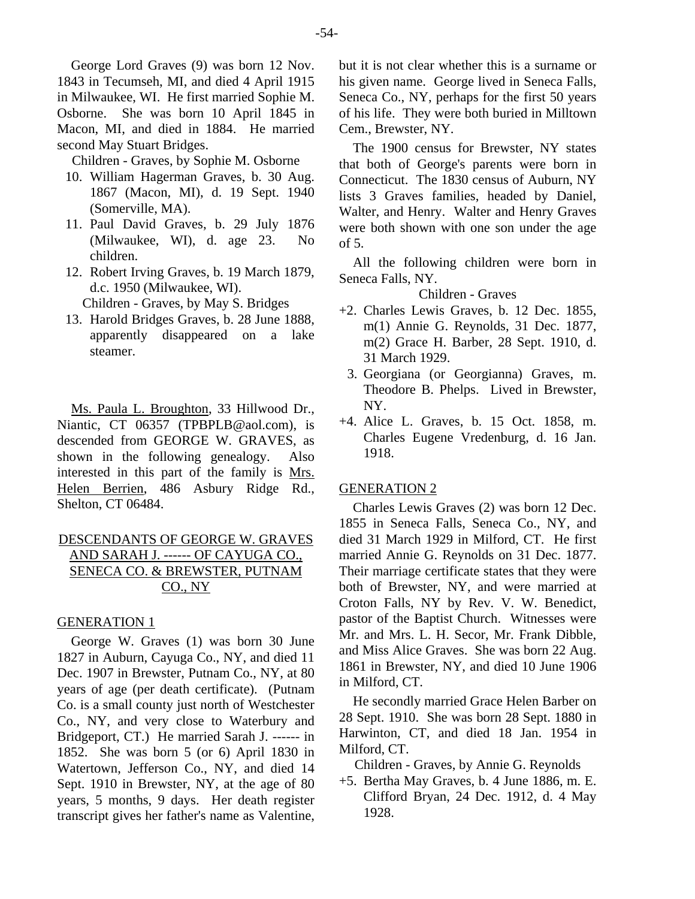George Lord Graves (9) was born 12 Nov. 1843 in Tecumseh, MI, and died 4 April 1915 in Milwaukee, WI. He first married Sophie M. Osborne. She was born 10 April 1845 in Macon, MI, and died in 1884. He married second May Stuart Bridges.

Children - Graves, by Sophie M. Osborne

10. William Hagerman Graves, b. 30 Aug. 1867 (Macon, MI), d. 19 Sept. 1940 (Somerville, MA).
11. Paul David Graves, b. 29 July 1876 (Milwaukee, WI), d. age 23. No children.
12. Robert Irving Graves, b. 19 March 1879, d.c. 1950 (Milwaukee, WI).

Children - Graves, by May S. Bridges

13. Harold Bridges Graves, b. 28 June 1888, apparently disappeared on a lake steamer.

Ms. Paula L. Broughton, 33 Hillwood Dr., Niantic, CT 06357 (TPBPLB@aol.com), is descended from GEORGE W. GRAVES, as shown in the following genealogy. Also interested in this part of the family is Mrs. Helen Berrien, 486 Asbury Ridge Rd., Shelton, CT 06484.

## DESCENDANTS OF GEORGE W. GRAVES AND SARAH J. ------ OF CAYUGA CO., SENECA CO. & BREWSTER, PUTNAM CO., NY

### GENERATION 1

George W. Graves (1) was born 30 June 1827 in Auburn, Cayuga Co., NY, and died 11 Dec. 1907 in Brewster, Putnam Co., NY, at 80 years of age (per death certificate). (Putnam Co. is a small county just north of Westchester Co., NY, and very close to Waterbury and Bridgeport, CT.) He married Sarah J. ------ in 1852. She was born 5 (or 6) April 1830 in Watertown, Jefferson Co., NY, and died 14 Sept. 1910 in Brewster, NY, at the age of 80 years, 5 months, 9 days. Her death register transcript gives her father's name as Valentine, but it is not clear whether this is a surname or his given name. George lived in Seneca Falls, Seneca Co., NY, perhaps for the first 50 years of his life. They were both buried in Milltown Cem., Brewster, NY.

The 1900 census for Brewster, NY states that both of George's parents were born in Connecticut. The 1830 census of Auburn, NY lists 3 Graves families, headed by Daniel, Walter, and Henry. Walter and Henry Graves were both shown with one son under the age of 5.

All the following children were born in Seneca Falls, NY.

Children - Graves

+2. Charles Lewis Graves, b. 12 Dec. 1855, m(1) Annie G. Reynolds, 31 Dec. 1877, m(2) Grace H. Barber, 28 Sept. 1910, d. 31 March 1929.

3. Georgiana (or Georgianna) Graves, m. Theodore B. Phelps. Lived in Brewster, NY.

+4. Alice L. Graves, b. 15 Oct. 1858, m. Charles Eugene Vredenburg, d. 16 Jan. 1918.

### GENERATION 2

Charles Lewis Graves (2) was born 12 Dec. 1855 in Seneca Falls, Seneca Co., NY, and died 31 March 1929 in Milford, CT. He first married Annie G. Reynolds on 31 Dec. 1877. Their marriage certificate states that they were both of Brewster, NY, and were married at Croton Falls, NY by Rev. V. W. Benedict, pastor of the Baptist Church. Witnesses were Mr. and Mrs. L. H. Secor, Mr. Frank Dibble, and Miss Alice Graves. She was born 22 Aug. 1861 in Brewster, NY, and died 10 June 1906 in Milford, CT.

He secondly married Grace Helen Barber on 28 Sept. 1910. She was born 28 Sept. 1880 in Harwinton, CT, and died 18 Jan. 1954 in Milford, CT.

Children - Graves, by Annie G. Reynolds

+5. Bertha May Graves, b. 4 June 1886, m. E. Clifford Bryan, 24 Dec. 1912, d. 4 May 1928.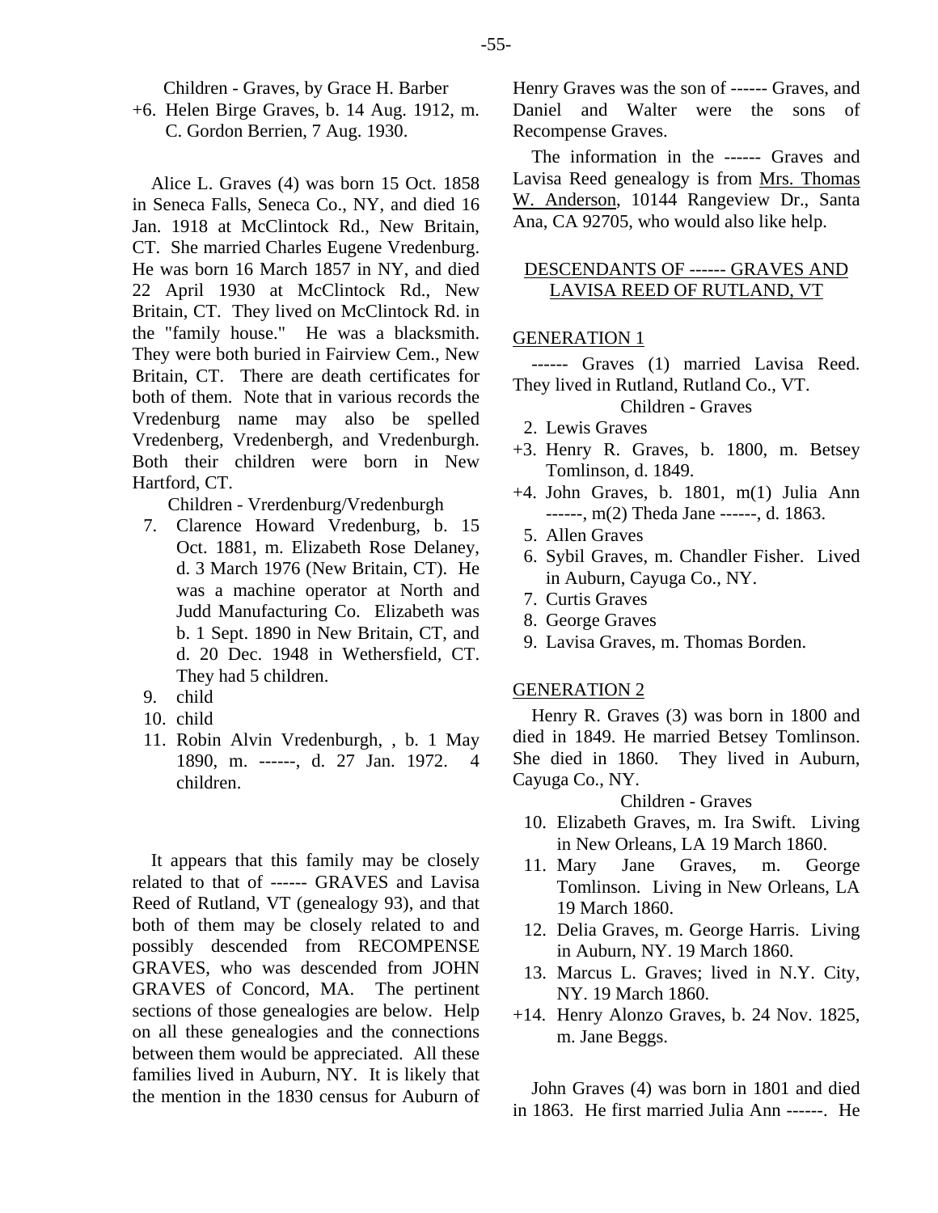Children - Graves, by Grace H. Barber

+6. Helen Birge Graves, b. 14 Aug. 1912, m. C. Gordon Berrien, 7 Aug. 1930.

Alice L. Graves (4) was born 15 Oct. 1858 in Seneca Falls, Seneca Co., NY, and died 16 Jan. 1918 at McClintock Rd., New Britain, CT. She married Charles Eugene Vredenburg. He was born 16 March 1857 in NY, and died 22 April 1930 at McClintock Rd., New Britain, CT. They lived on McClintock Rd. in the "family house." He was a blacksmith. They were both buried in Fairview Cem., New Britain, CT. There are death certificates for both of them. Note that in various records the Vredenburg name may also be spelled Vredenberg, Vredenbergh, and Vredenburgh. Both their children were born in New Hartford, CT.

Children - Vrerdenburg/Vredenburgh

7. Clarence Howard Vredenburg, b. 15 Oct. 1881, m. Elizabeth Rose Delaney, d. 3 March 1976 (New Britain, CT). He was a machine operator at North and Judd Manufacturing Co. Elizabeth was b. 1 Sept. 1890 in New Britain, CT, and d. 20 Dec. 1948 in Wethersfield, CT. They had 5 children.
9. child
10. child
11. Robin Alvin Vredenburgh, , b. 1 May 1890, m. ------, d. 27 Jan. 1972. 4 children.

It appears that this family may be closely related to that of ------ GRAVES and Lavisa Reed of Rutland, VT (genealogy 93), and that both of them may be closely related to and possibly descended from RECOMPENSE GRAVES, who was descended from JOHN GRAVES of Concord, MA. The pertinent sections of those genealogies are below. Help on all these genealogies and the connections between them would be appreciated. All these families lived in Auburn, NY. It is likely that the mention in the 1830 census for Auburn of Henry Graves was the son of ------ Graves, and Daniel and Walter were the sons of Recompense Graves.

The information in the ------ Graves and Lavisa Reed genealogy is from Mrs. Thomas W. Anderson, 10144 Rangeview Dr., Santa Ana, CA 92705, who would also like help.

## DESCENDANTS OF ------ GRAVES AND LAVISA REED OF RUTLAND, VT

### GENERATION 1

------ Graves (1) married Lavisa Reed. They lived in Rutland, Rutland Co., VT.

Children - Graves

2. Lewis Graves
+3. Henry R. Graves, b. 1800, m. Betsey Tomlinson, d. 1849.
+4. John Graves, b. 1801, m(1) Julia Ann ------, m(2) Theda Jane ------, d. 1863.
5. Allen Graves
6. Sybil Graves, m. Chandler Fisher. Lived in Auburn, Cayuga Co., NY.
7. Curtis Graves
8. George Graves
9. Lavisa Graves, m. Thomas Borden.

### GENERATION 2

Henry R. Graves (3) was born in 1800 and died in 1849. He married Betsey Tomlinson. She died in 1860. They lived in Auburn, Cayuga Co., NY.

Children - Graves

10. Elizabeth Graves, m. Ira Swift. Living in New Orleans, LA 19 March 1860.
11. Mary Jane Graves, m. George Tomlinson. Living in New Orleans, LA 19 March 1860.
12. Delia Graves, m. George Harris. Living in Auburn, NY. 19 March 1860.
13. Marcus L. Graves; lived in N.Y. City, NY. 19 March 1860.
+14. Henry Alonzo Graves, b. 24 Nov. 1825, m. Jane Beggs.

John Graves (4) was born in 1801 and died in 1863. He first married Julia Ann ------. He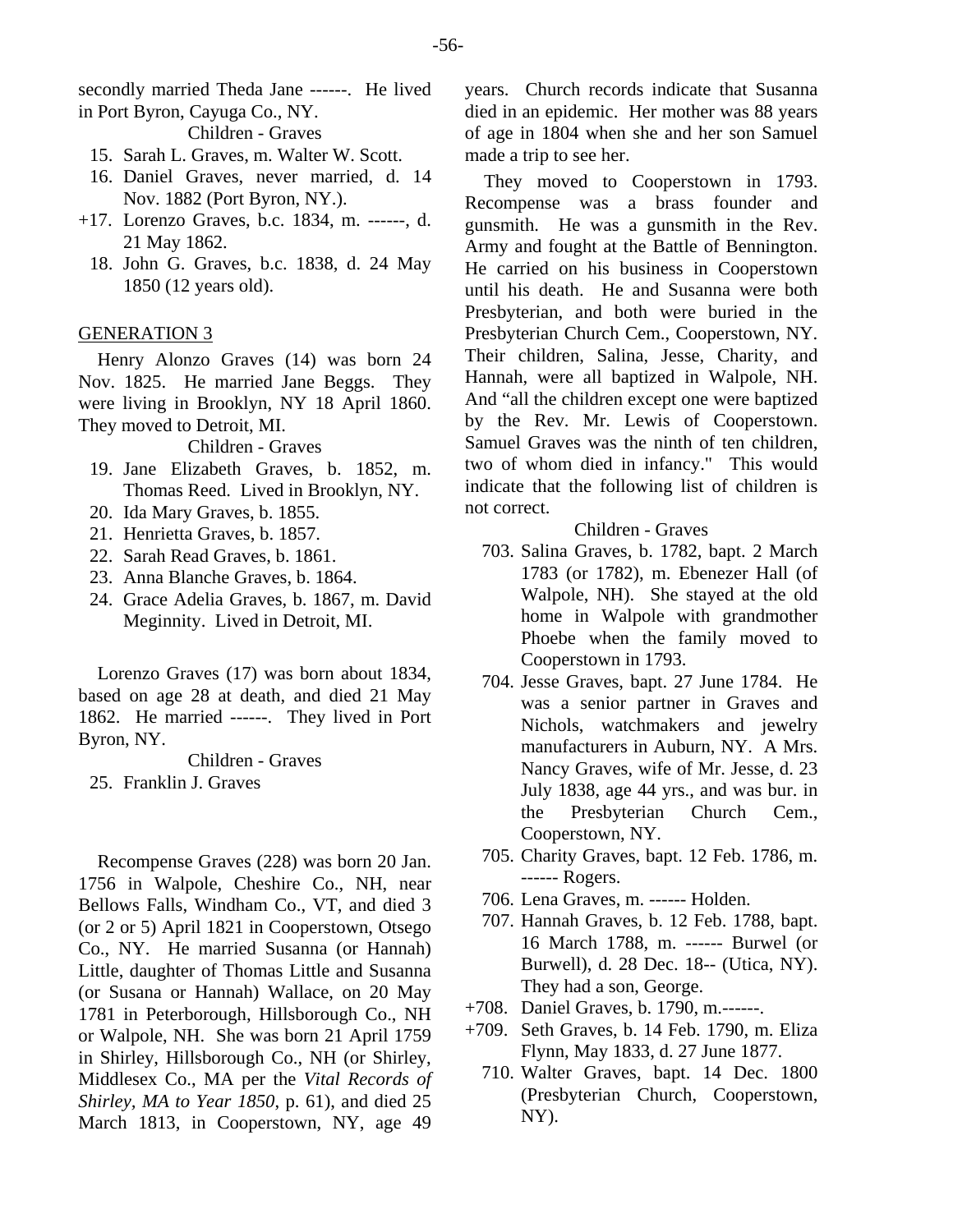secondly married Theda Jane ------. He lived in Port Byron, Cayuga Co., NY.

Children - Graves

15. Sarah L. Graves, m. Walter W. Scott.
16. Daniel Graves, never married, d. 14 Nov. 1882 (Port Byron, NY.).
+17. Lorenzo Graves, b.c. 1834, m. ------, d. 21 May 1862.
18. John G. Graves, b.c. 1838, d. 24 May 1850 (12 years old).

GENERATION 3

Henry Alonzo Graves (14) was born 24 Nov. 1825. He married Jane Beggs. They were living in Brooklyn, NY 18 April 1860. They moved to Detroit, MI.

Children - Graves

19. Jane Elizabeth Graves, b. 1852, m. Thomas Reed. Lived in Brooklyn, NY.
20. Ida Mary Graves, b. 1855.
21. Henrietta Graves, b. 1857.
22. Sarah Read Graves, b. 1861.
23. Anna Blanche Graves, b. 1864.
24. Grace Adelia Graves, b. 1867, m. David Meginnity. Lived in Detroit, MI.

Lorenzo Graves (17) was born about 1834, based on age 28 at death, and died 21 May 1862. He married ------. They lived in Port Byron, NY.

Children - Graves

25. Franklin J. Graves

Recompense Graves (228) was born 20 Jan. 1756 in Walpole, Cheshire Co., NH, near Bellows Falls, Windham Co., VT, and died 3 (or 2 or 5) April 1821 in Cooperstown, Otsego Co., NY. He married Susanna (or Hannah) Little, daughter of Thomas Little and Susanna (or Susana or Hannah) Wallace, on 20 May 1781 in Peterborough, Hillsborough Co., NH or Walpole, NH. She was born 21 April 1759 in Shirley, Hillsborough Co., NH (or Shirley, Middlesex Co., MA per the *Vital Records of Shirley, MA to Year 1850*, p. 61), and died 25 March 1813, in Cooperstown, NY, age 49 years. Church records indicate that Susanna died in an epidemic. Her mother was 88 years of age in 1804 when she and her son Samuel made a trip to see her.

They moved to Cooperstown in 1793. Recompense was a brass founder and gunsmith. He was a gunsmith in the Rev. Army and fought at the Battle of Bennington. He carried on his business in Cooperstown until his death. He and Susanna were both Presbyterian, and both were buried in the Presbyterian Church Cem., Cooperstown, NY. Their children, Salina, Jesse, Charity, and Hannah, were all baptized in Walpole, NH. And "all the children except one were baptized by the Rev. Mr. Lewis of Cooperstown. Samuel Graves was the ninth of ten children, two of whom died in infancy." This would indicate that the following list of children is not correct.

Children - Graves

703. Salina Graves, b. 1782, bapt. 2 March 1783 (or 1782), m. Ebenezer Hall (of Walpole, NH). She stayed at the old home in Walpole with grandmother Phoebe when the family moved to Cooperstown in 1793.
704. Jesse Graves, bapt. 27 June 1784. He was a senior partner in Graves and Nichols, watchmakers and jewelry manufacturers in Auburn, NY. A Mrs. Nancy Graves, wife of Mr. Jesse, d. 23 July 1838, age 44 yrs., and was bur. in the Presbyterian Church Cem., Cooperstown, NY.
705. Charity Graves, bapt. 12 Feb. 1786, m. ------ Rogers.
706. Lena Graves, m. ------ Holden.
707. Hannah Graves, b. 12 Feb. 1788, bapt. 16 March 1788, m. ------ Burwel (or Burwell), d. 28 Dec. 18-- (Utica, NY). They had a son, George.
+708. Daniel Graves, b. 1790, m.------.
+709. Seth Graves, b. 14 Feb. 1790, m. Eliza Flynn, May 1833, d. 27 June 1877.
710. Walter Graves, bapt. 14 Dec. 1800 (Presbyterian Church, Cooperstown, NY).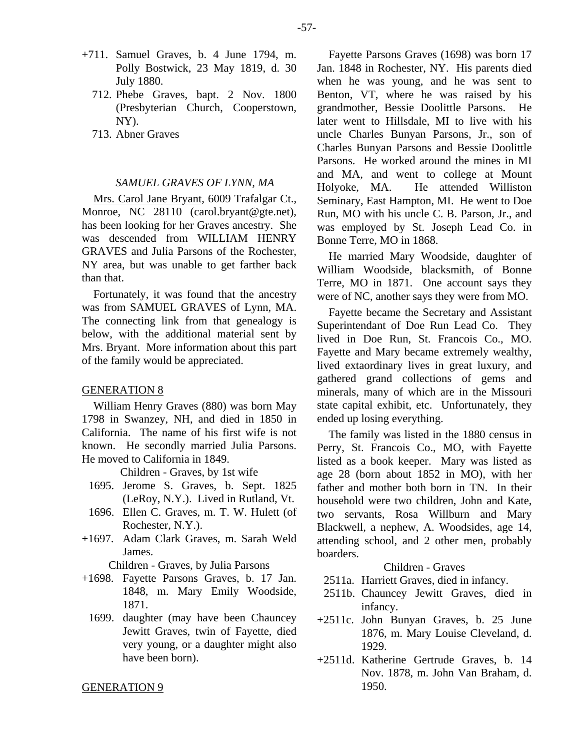+711. Samuel Graves, b. 4 June 1794, m. Polly Bostwick, 23 May 1819, d. 30 July 1880.

712. Phebe Graves, bapt. 2 Nov. 1800 (Presbyterian Church, Cooperstown, NY).

713. Abner Graves

### *SAMUEL GRAVES OF LYNN, MA*

Mrs. Carol Jane Bryant, 6009 Trafalgar Ct., Monroe, NC 28110 (carol.bryant@gte.net), has been looking for her Graves ancestry. She was descended from WILLIAM HENRY GRAVES and Julia Parsons of the Rochester, NY area, but was unable to get farther back than that.

Fortunately, it was found that the ancestry was from SAMUEL GRAVES of Lynn, MA. The connecting link from that genealogy is below, with the additional material sent by Mrs. Bryant. More information about this part of the family would be appreciated.

#### GENERATION 8

William Henry Graves (880) was born May 1798 in Swanzey, NH, and died in 1850 in California. The name of his first wife is not known. He secondly married Julia Parsons. He moved to California in 1849.

Children - Graves, by 1st wife

1695. Jerome S. Graves, b. Sept. 1825 (LeRoy, N.Y.). Lived in Rutland, Vt.

1696. Ellen C. Graves, m. T. W. Hulett (of Rochester, N.Y.).

+1697. Adam Clark Graves, m. Sarah Weld James.

Children - Graves, by Julia Parsons

+1698. Fayette Parsons Graves, b. 17 Jan. 1848, m. Mary Emily Woodside, 1871.

1699. daughter (may have been Chauncey Jewitt Graves, twin of Fayette, died very young, or a daughter might also have been born).

#### GENERATION 9

Fayette Parsons Graves (1698) was born 17 Jan. 1848 in Rochester, NY. His parents died when he was young, and he was sent to Benton, VT, where he was raised by his grandmother, Bessie Doolittle Parsons. He later went to Hillsdale, MI to live with his uncle Charles Bunyan Parsons, Jr., son of Charles Bunyan Parsons and Bessie Doolittle Parsons. He worked around the mines in MI and MA, and went to college at Mount Holyoke, MA. He attended Williston Seminary, East Hampton, MI. He went to Doe Run, MO with his uncle C. B. Parson, Jr., and was employed by St. Joseph Lead Co. in Bonne Terre, MO in 1868.

He married Mary Woodside, daughter of William Woodside, blacksmith, of Bonne Terre, MO in 1871. One account says they were of NC, another says they were from MO.

Fayette became the Secretary and Assistant Superintendant of Doe Run Lead Co. They lived in Doe Run, St. Francois Co., MO. Fayette and Mary became extremely wealthy, lived extaordinary lives in great luxury, and gathered grand collections of gems and minerals, many of which are in the Missouri state capital exhibit, etc. Unfortunately, they ended up losing everything.

The family was listed in the 1880 census in Perry, St. Francois Co., MO, with Fayette listed as a book keeper. Mary was listed as age 28 (born about 1852 in MO), with her father and mother both born in TN. In their household were two children, John and Kate, two servants, Rosa Willburn and Mary Blackwell, a nephew, A. Woodsides, age 14, attending school, and 2 other men, probably boarders.

Children - Graves

2511a. Harriett Graves, died in infancy.

2511b. Chauncey Jewitt Graves, died in infancy.

+2511c. John Bunyan Graves, b. 25 June 1876, m. Mary Louise Cleveland, d. 1929.

+2511d. Katherine Gertrude Graves, b. 14 Nov. 1878, m. John Van Braham, d. 1950.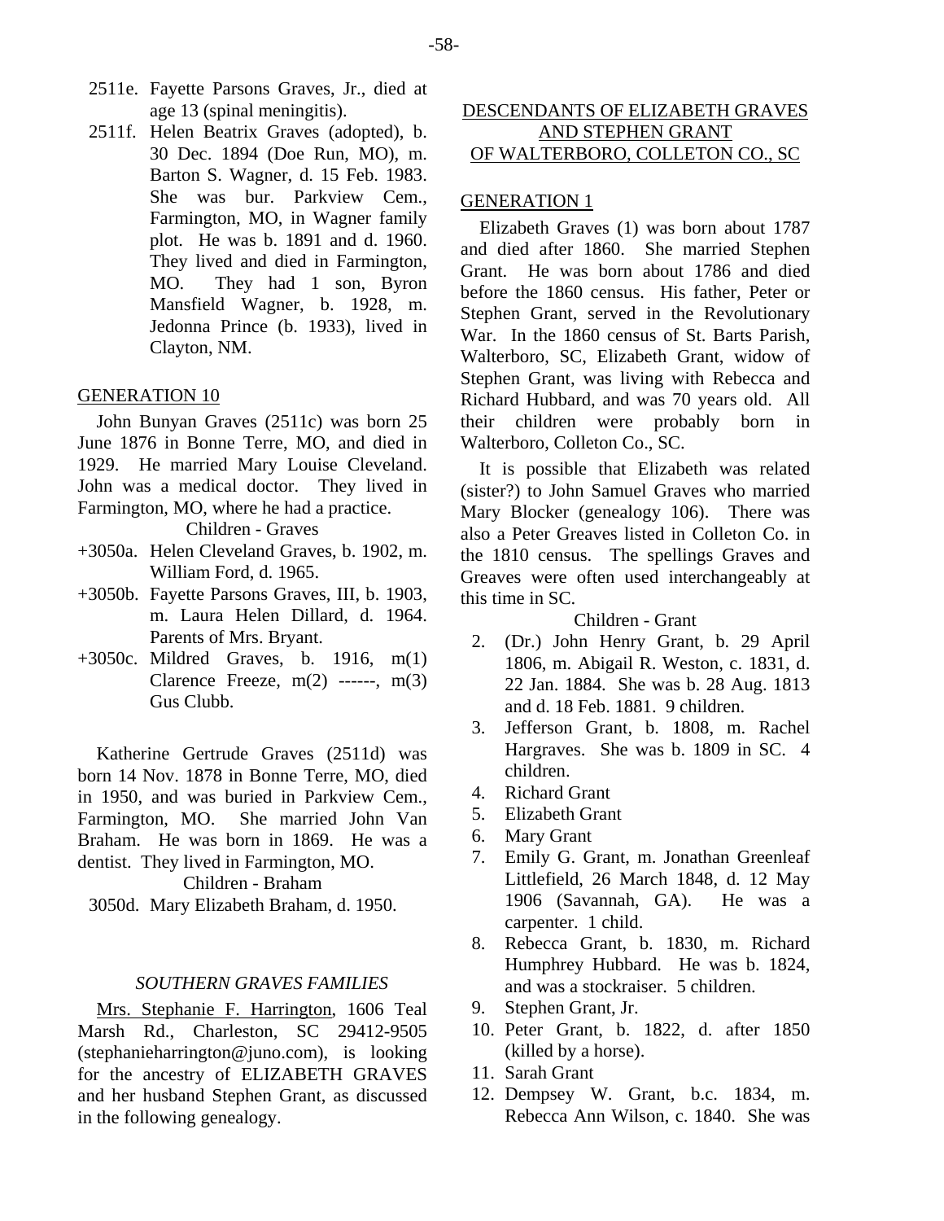2511e. Fayette Parsons Graves, Jr., died at age 13 (spinal meningitis).

2511f. Helen Beatrix Graves (adopted), b. 30 Dec. 1894 (Doe Run, MO), m. Barton S. Wagner, d. 15 Feb. 1983. She was bur. Parkview Cem., Farmington, MO, in Wagner family plot. He was b. 1891 and d. 1960. They lived and died in Farmington, MO. They had 1 son, Byron Mansfield Wagner, b. 1928, m. Jedonna Prince (b. 1933), lived in Clayton, NM.

## GENERATION 10

John Bunyan Graves (2511c) was born 25 June 1876 in Bonne Terre, MO, and died in 1929. He married Mary Louise Cleveland. John was a medical doctor. They lived in Farmington, MO, where he had a practice.

Children - Graves

+3050a. Helen Cleveland Graves, b. 1902, m. William Ford, d. 1965.

+3050b. Fayette Parsons Graves, III, b. 1903, m. Laura Helen Dillard, d. 1964. Parents of Mrs. Bryant.

+3050c. Mildred Graves, b. 1916, m(1) Clarence Freeze, m(2) ------, m(3) Gus Clubb.

Katherine Gertrude Graves (2511d) was born 14 Nov. 1878 in Bonne Terre, MO, died in 1950, and was buried in Parkview Cem., Farmington, MO. She married John Van Braham. He was born in 1869. He was a dentist. They lived in Farmington, MO.

Children - Braham

3050d. Mary Elizabeth Braham, d. 1950.

### *SOUTHERN GRAVES FAMILIES*

Mrs. Stephanie F. Harrington, 1606 Teal Marsh Rd., Charleston, SC 29412-9505 (stephanieharrington@juno.com), is looking for the ancestry of ELIZABETH GRAVES and her husband Stephen Grant, as discussed in the following genealogy.

## DESCENDANTS OF ELIZABETH GRAVES AND STEPHEN GRANT OF WALTERBORO, COLLETON CO., SC

## GENERATION 1

Elizabeth Graves (1) was born about 1787 and died after 1860. She married Stephen Grant. He was born about 1786 and died before the 1860 census. His father, Peter or Stephen Grant, served in the Revolutionary War. In the 1860 census of St. Barts Parish, Walterboro, SC, Elizabeth Grant, widow of Stephen Grant, was living with Rebecca and Richard Hubbard, and was 70 years old. All their children were probably born in Walterboro, Colleton Co., SC.

It is possible that Elizabeth was related (sister?) to John Samuel Graves who married Mary Blocker (genealogy 106). There was also a Peter Greaves listed in Colleton Co. in the 1810 census. The spellings Graves and Greaves were often used interchangeably at this time in SC.

Children - Grant

2. (Dr.) John Henry Grant, b. 29 April 1806, m. Abigail R. Weston, c. 1831, d. 22 Jan. 1884. She was b. 28 Aug. 1813 and d. 18 Feb. 1881. 9 children.
3. Jefferson Grant, b. 1808, m. Rachel Hargraves. She was b. 1809 in SC. 4 children.
4. Richard Grant
5. Elizabeth Grant
6. Mary Grant
7. Emily G. Grant, m. Jonathan Greenleaf Littlefield, 26 March 1848, d. 12 May 1906 (Savannah, GA). He was a carpenter. 1 child.
8. Rebecca Grant, b. 1830, m. Richard Humphrey Hubbard. He was b. 1824, and was a stockraiser. 5 children.
9. Stephen Grant, Jr.
10. Peter Grant, b. 1822, d. after 1850 (killed by a horse).
11. Sarah Grant
12. Dempsey W. Grant, b.c. 1834, m. Rebecca Ann Wilson, c. 1840. She was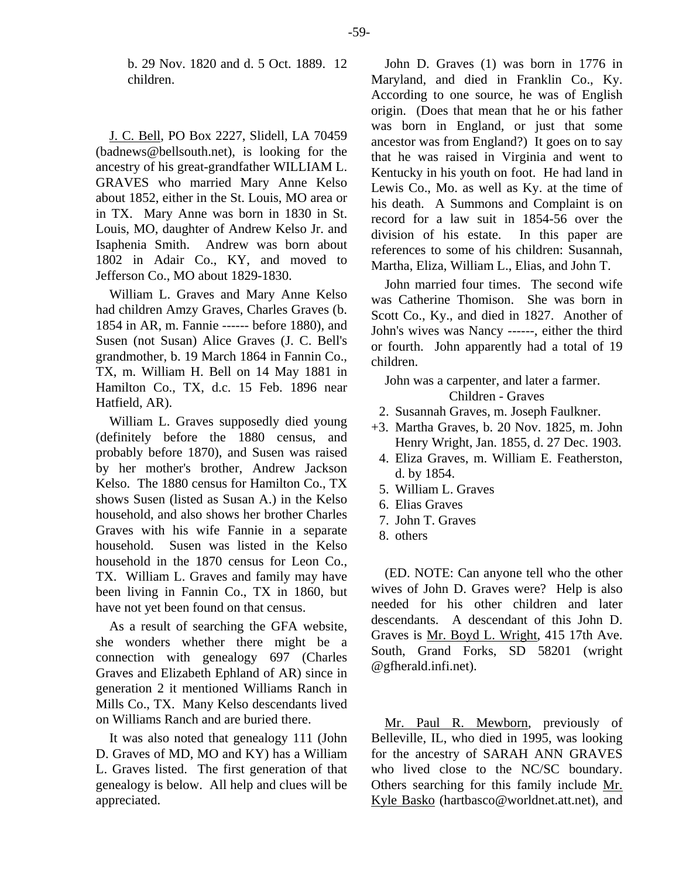b. 29 Nov. 1820 and d. 5 Oct. 1889. 12 children.

J. C. Bell, PO Box 2227, Slidell, LA 70459 (badnews@bellsouth.net), is looking for the ancestry of his great-grandfather WILLIAM L. GRAVES who married Mary Anne Kelso about 1852, either in the St. Louis, MO area or in TX. Mary Anne was born in 1830 in St. Louis, MO, daughter of Andrew Kelso Jr. and Isaphenia Smith. Andrew was born about 1802 in Adair Co., KY, and moved to Jefferson Co., MO about 1829-1830.

William L. Graves and Mary Anne Kelso had children Amzy Graves, Charles Graves (b. 1854 in AR, m. Fannie ------ before 1880), and Susen (not Susan) Alice Graves (J. C. Bell's grandmother, b. 19 March 1864 in Fannin Co., TX, m. William H. Bell on 14 May 1881 in Hamilton Co., TX, d.c. 15 Feb. 1896 near Hatfield, AR).

William L. Graves supposedly died young (definitely before the 1880 census, and probably before 1870), and Susen was raised by her mother's brother, Andrew Jackson Kelso. The 1880 census for Hamilton Co., TX shows Susen (listed as Susan A.) in the Kelso household, and also shows her brother Charles Graves with his wife Fannie in a separate household. Susen was listed in the Kelso household in the 1870 census for Leon Co., TX. William L. Graves and family may have been living in Fannin Co., TX in 1860, but have not yet been found on that census.

As a result of searching the GFA website, she wonders whether there might be a connection with genealogy 697 (Charles Graves and Elizabeth Ephland of AR) since in generation 2 it mentioned Williams Ranch in Mills Co., TX. Many Kelso descendants lived on Williams Ranch and are buried there.

It was also noted that genealogy 111 (John D. Graves of MD, MO and KY) has a William L. Graves listed. The first generation of that genealogy is below. All help and clues will be appreciated.

John D. Graves (1) was born in 1776 in Maryland, and died in Franklin Co., Ky. According to one source, he was of English origin. (Does that mean that he or his father was born in England, or just that some ancestor was from England?) It goes on to say that he was raised in Virginia and went to Kentucky in his youth on foot. He had land in Lewis Co., Mo. as well as Ky. at the time of his death. A Summons and Complaint is on record for a law suit in 1854-56 over the division of his estate. In this paper are references to some of his children: Susannah, Martha, Eliza, William L., Elias, and John T.

John married four times. The second wife was Catherine Thomison. She was born in Scott Co., Ky., and died in 1827. Another of John's wives was Nancy ------, either the third or fourth. John apparently had a total of 19 children.

John was a carpenter, and later a farmer.

Children - Graves

- 2. Susannah Graves, m. Joseph Faulkner.
- +3. Martha Graves, b. 20 Nov. 1825, m. John Henry Wright, Jan. 1855, d. 27 Dec. 1903.
- 4. Eliza Graves, m. William E. Featherston, d. by 1854.
- 5. William L. Graves
- 6. Elias Graves
- 7. John T. Graves
- 8. others

(ED. NOTE: Can anyone tell who the other wives of John D. Graves were? Help is also needed for his other children and later descendants. A descendant of this John D. Graves is Mr. Boyd L. Wright, 415 17th Ave. South, Grand Forks, SD 58201 (wright @gfherald.infi.net).

Mr. Paul R. Mewborn, previously of Belleville, IL, who died in 1995, was looking for the ancestry of SARAH ANN GRAVES who lived close to the NC/SC boundary. Others searching for this family include Mr. Kyle Basko (hartbasco@worldnet.att.net), and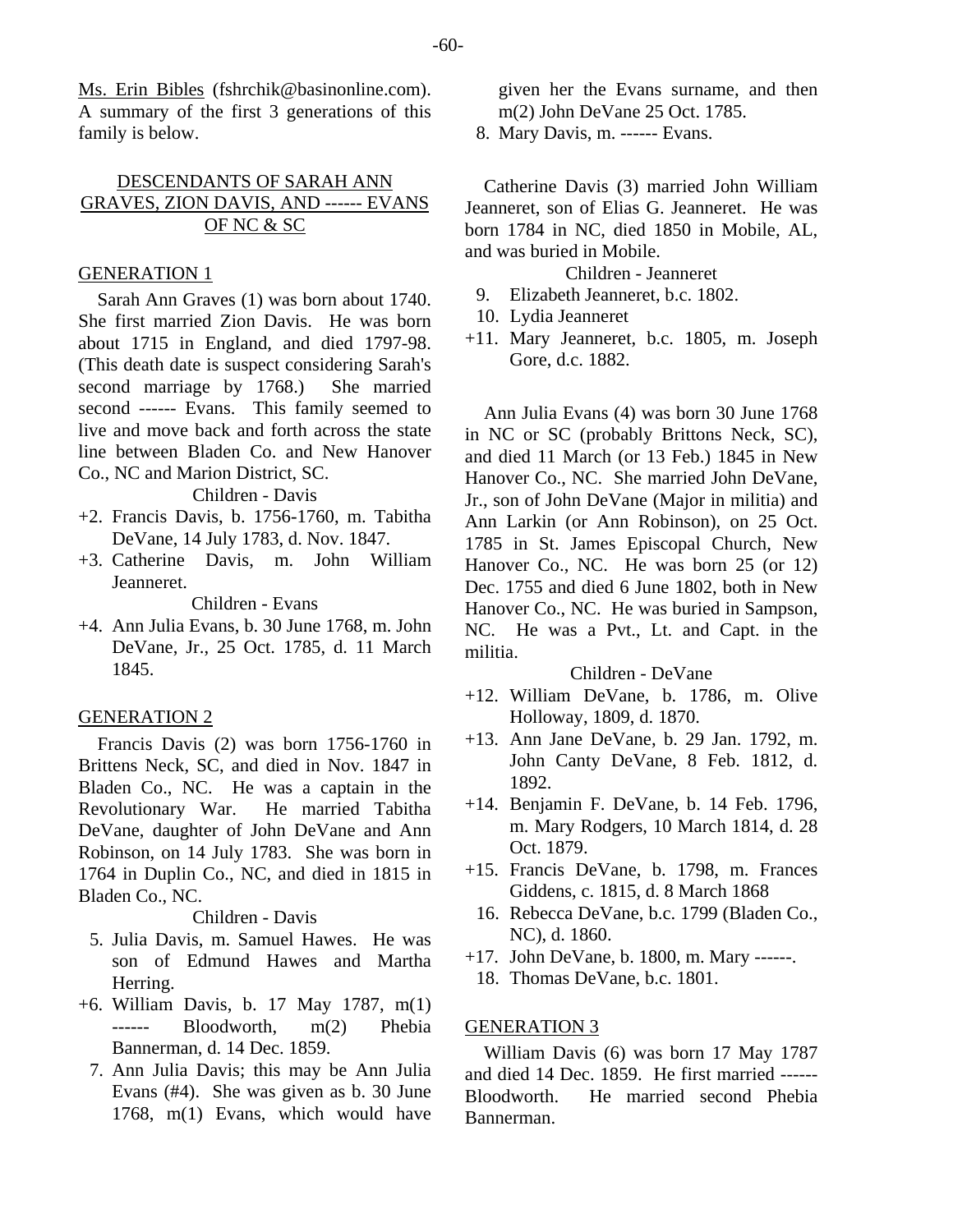Ms. Erin Bibles (fshrchik@basinonline.com). A summary of the first 3 generations of this family is below.

## DESCENDANTS OF SARAH ANN GRAVES, ZION DAVIS, AND ------ EVANS OF NC & SC

### GENERATION 1

Sarah Ann Graves (1) was born about 1740. She first married Zion Davis. He was born about 1715 in England, and died 1797-98. (This death date is suspect considering Sarah's second marriage by 1768.) She married second ------ Evans. This family seemed to live and move back and forth across the state line between Bladen Co. and New Hanover Co., NC and Marion District, SC.

Children - Davis

- +2. Francis Davis, b. 1756-1760, m. Tabitha DeVane, 14 July 1783, d. Nov. 1847.
- +3. Catherine Davis, m. John William Jeanneret.

Children - Evans

- +4. Ann Julia Evans, b. 30 June 1768, m. John DeVane, Jr., 25 Oct. 1785, d. 11 March 1845.

### GENERATION 2

Francis Davis (2) was born 1756-1760 in Brittens Neck, SC, and died in Nov. 1847 in Bladen Co., NC. He was a captain in the Revolutionary War. He married Tabitha DeVane, daughter of John DeVane and Ann Robinson, on 14 July 1783. She was born in 1764 in Duplin Co., NC, and died in 1815 in Bladen Co., NC.

Children - Davis

- 5. Julia Davis, m. Samuel Hawes. He was son of Edmund Hawes and Martha Herring.
- +6. William Davis, b. 17 May 1787, m(1) ------ Bloodworth, m(2) Phebia Bannerman, d. 14 Dec. 1859.
- 7. Ann Julia Davis; this may be Ann Julia Evans (#4). She was given as b. 30 June 1768, m(1) Evans, which would have given her the Evans surname, and then m(2) John DeVane 25 Oct. 1785.
- 8. Mary Davis, m. ------ Evans.

Catherine Davis (3) married John William Jeanneret, son of Elias G. Jeanneret. He was born 1784 in NC, died 1850 in Mobile, AL, and was buried in Mobile.

Children - Jeanneret

- 9. Elizabeth Jeanneret, b.c. 1802.
- 10. Lydia Jeanneret
- +11. Mary Jeanneret, b.c. 1805, m. Joseph Gore, d.c. 1882.

Ann Julia Evans (4) was born 30 June 1768 in NC or SC (probably Brittons Neck, SC), and died 11 March (or 13 Feb.) 1845 in New Hanover Co., NC. She married John DeVane, Jr., son of John DeVane (Major in militia) and Ann Larkin (or Ann Robinson), on 25 Oct. 1785 in St. James Episcopal Church, New Hanover Co., NC. He was born 25 (or 12) Dec. 1755 and died 6 June 1802, both in New Hanover Co., NC. He was buried in Sampson, NC. He was a Pvt., Lt. and Capt. in the militia.

Children - DeVane

- +12. William DeVane, b. 1786, m. Olive Holloway, 1809, d. 1870.
- +13. Ann Jane DeVane, b. 29 Jan. 1792, m. John Canty DeVane, 8 Feb. 1812, d. 1892.
- +14. Benjamin F. DeVane, b. 14 Feb. 1796, m. Mary Rodgers, 10 March 1814, d. 28 Oct. 1879.
- +15. Francis DeVane, b. 1798, m. Frances Giddens, c. 1815, d. 8 March 1868
- 16. Rebecca DeVane, b.c. 1799 (Bladen Co., NC), d. 1860.
- +17. John DeVane, b. 1800, m. Mary ------.
- 18. Thomas DeVane, b.c. 1801.

### GENERATION 3

William Davis (6) was born 17 May 1787 and died 14 Dec. 1859. He first married ------ Bloodworth. He married second Phebia Bannerman.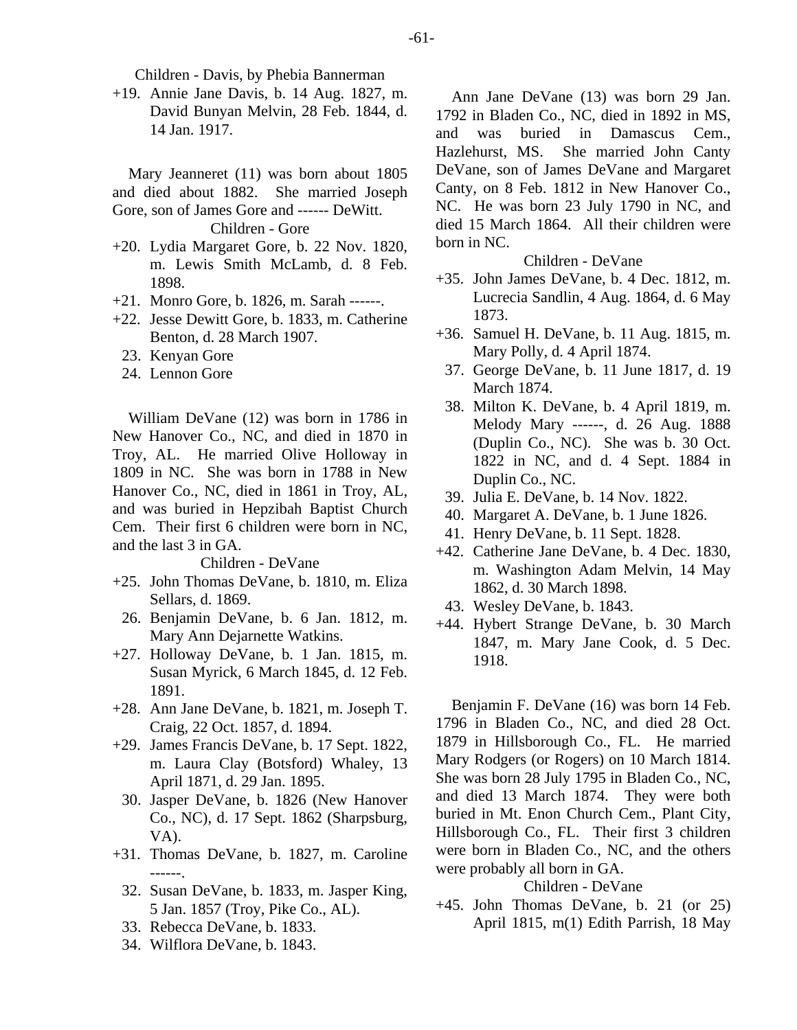Children - Davis, by Phebia Bannerman

+19. Annie Jane Davis, b. 14 Aug. 1827, m. David Bunyan Melvin, 28 Feb. 1844, d. 14 Jan. 1917.

Mary Jeanneret (11) was born about 1805 and died about 1882. She married Joseph Gore, son of James Gore and ------ DeWitt.

Children - Gore

+20. Lydia Margaret Gore, b. 22 Nov. 1820, m. Lewis Smith McLamb, d. 8 Feb. 1898.
+21. Monro Gore, b. 1826, m. Sarah ------.
+22. Jesse Dewitt Gore, b. 1833, m. Catherine Benton, d. 28 March 1907.
23. Kenyan Gore
24. Lennon Gore

William DeVane (12) was born in 1786 in New Hanover Co., NC, and died in 1870 in Troy, AL. He married Olive Holloway in 1809 in NC. She was born in 1788 in New Hanover Co., NC, died in 1861 in Troy, AL, and was buried in Hepzibah Baptist Church Cem. Their first 6 children were born in NC, and the last 3 in GA.

Children - DeVane

+25. John Thomas DeVane, b. 1810, m. Eliza Sellars, d. 1869.
26. Benjamin DeVane, b. 6 Jan. 1812, m. Mary Ann Dejarnette Watkins.
+27. Holloway DeVane, b. 1 Jan. 1815, m. Susan Myrick, 6 March 1845, d. 12 Feb. 1891.
+28. Ann Jane DeVane, b. 1821, m. Joseph T. Craig, 22 Oct. 1857, d. 1894.
+29. James Francis DeVane, b. 17 Sept. 1822, m. Laura Clay (Botsford) Whaley, 13 April 1871, d. 29 Jan. 1895.
30. Jasper DeVane, b. 1826 (New Hanover Co., NC), d. 17 Sept. 1862 (Sharpsburg, VA).
+31. Thomas DeVane, b. 1827, m. Caroline ------.
32. Susan DeVane, b. 1833, m. Jasper King, 5 Jan. 1857 (Troy, Pike Co., AL).
33. Rebecca DeVane, b. 1833.
34. Wilflora DeVane, b. 1843.

Ann Jane DeVane (13) was born 29 Jan. 1792 in Bladen Co., NC, died in 1892 in MS, and was buried in Damascus Cem., Hazlehurst, MS. She married John Canty DeVane, son of James DeVane and Margaret Canty, on 8 Feb. 1812 in New Hanover Co., NC. He was born 23 July 1790 in NC, and died 15 March 1864. All their children were born in NC.

Children - DeVane

+35. John James DeVane, b. 4 Dec. 1812, m. Lucrecia Sandlin, 4 Aug. 1864, d. 6 May 1873.
+36. Samuel H. DeVane, b. 11 Aug. 1815, m. Mary Polly, d. 4 April 1874.
37. George DeVane, b. 11 June 1817, d. 19 March 1874.
38. Milton K. DeVane, b. 4 April 1819, m. Melody Mary ------, d. 26 Aug. 1888 (Duplin Co., NC). She was b. 30 Oct. 1822 in NC, and d. 4 Sept. 1884 in Duplin Co., NC.
39. Julia E. DeVane, b. 14 Nov. 1822.
40. Margaret A. DeVane, b. 1 June 1826.
41. Henry DeVane, b. 11 Sept. 1828.
+42. Catherine Jane DeVane, b. 4 Dec. 1830, m. Washington Adam Melvin, 14 May 1862, d. 30 March 1898.
43. Wesley DeVane, b. 1843.
+44. Hybert Strange DeVane, b. 30 March 1847, m. Mary Jane Cook, d. 5 Dec. 1918.

Benjamin F. DeVane (16) was born 14 Feb. 1796 in Bladen Co., NC, and died 28 Oct. 1879 in Hillsborough Co., FL. He married Mary Rodgers (or Rogers) on 10 March 1814. She was born 28 July 1795 in Bladen Co., NC, and died 13 March 1874. They were both buried in Mt. Enon Church Cem., Plant City, Hillsborough Co., FL. Their first 3 children were born in Bladen Co., NC, and the others were probably all born in GA.

Children - DeVane

+45. John Thomas DeVane, b. 21 (or 25) April 1815, m(1) Edith Parrish, 18 May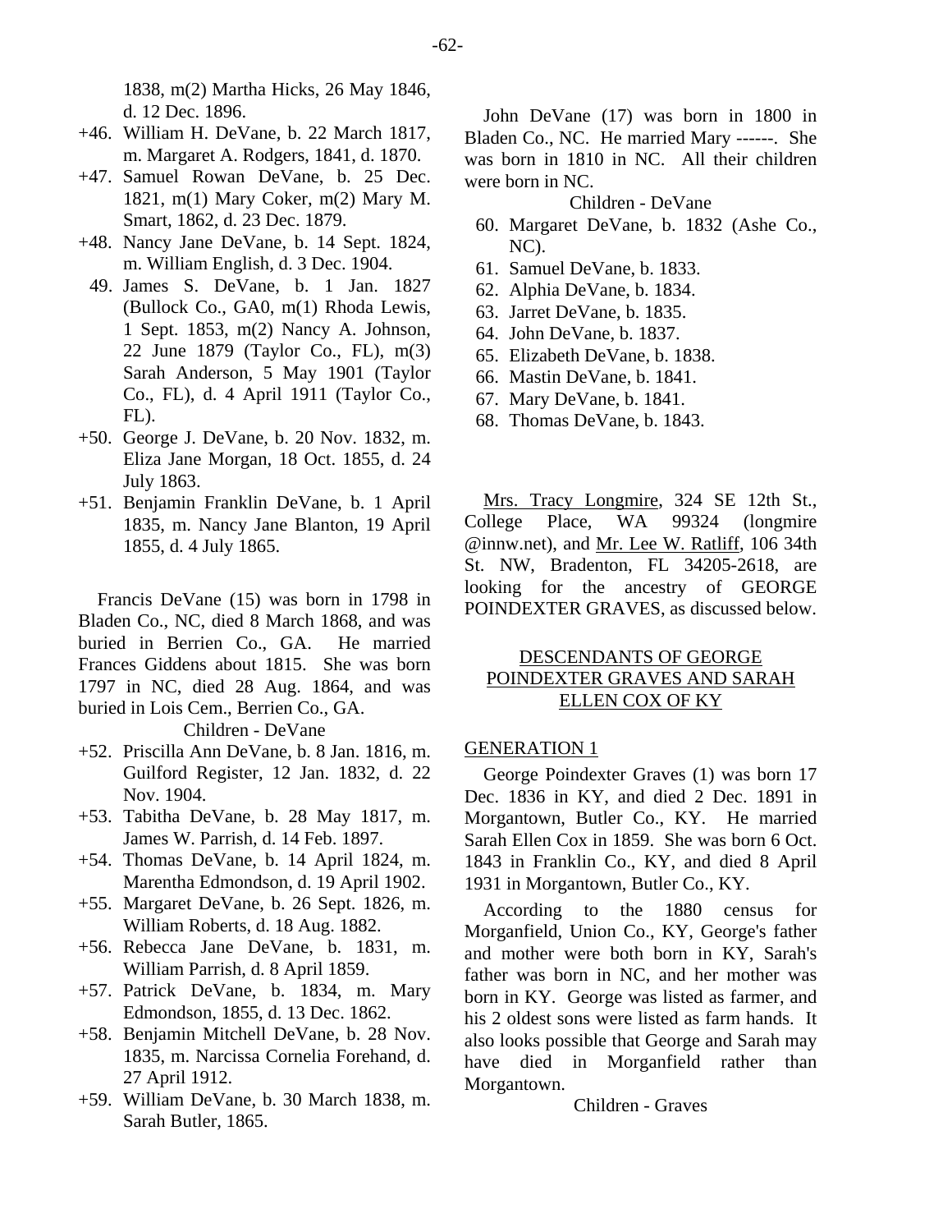1838, m(2) Martha Hicks, 26 May 1846, d. 12 Dec. 1896.

+46. William H. DeVane, b. 22 March 1817, m. Margaret A. Rodgers, 1841, d. 1870.

+47. Samuel Rowan DeVane, b. 25 Dec. 1821, m(1) Mary Coker, m(2) Mary M. Smart, 1862, d. 23 Dec. 1879.

+48. Nancy Jane DeVane, b. 14 Sept. 1824, m. William English, d. 3 Dec. 1904.

49. James S. DeVane, b. 1 Jan. 1827 (Bullock Co., GA0, m(1) Rhoda Lewis, 1 Sept. 1853, m(2) Nancy A. Johnson, 22 June 1879 (Taylor Co., FL), m(3) Sarah Anderson, 5 May 1901 (Taylor Co., FL), d. 4 April 1911 (Taylor Co., FL).

+50. George J. DeVane, b. 20 Nov. 1832, m. Eliza Jane Morgan, 18 Oct. 1855, d. 24 July 1863.

+51. Benjamin Franklin DeVane, b. 1 April 1835, m. Nancy Jane Blanton, 19 April 1855, d. 4 July 1865.

Francis DeVane (15) was born in 1798 in Bladen Co., NC, died 8 March 1868, and was buried in Berrien Co., GA. He married Frances Giddens about 1815. She was born 1797 in NC, died 28 Aug. 1864, and was buried in Lois Cem., Berrien Co., GA.

Children - DeVane

+52. Priscilla Ann DeVane, b. 8 Jan. 1816, m. Guilford Register, 12 Jan. 1832, d. 22 Nov. 1904.

+53. Tabitha DeVane, b. 28 May 1817, m. James W. Parrish, d. 14 Feb. 1897.

+54. Thomas DeVane, b. 14 April 1824, m. Marentha Edmondson, d. 19 April 1902.

+55. Margaret DeVane, b. 26 Sept. 1826, m. William Roberts, d. 18 Aug. 1882.

+56. Rebecca Jane DeVane, b. 1831, m. William Parrish, d. 8 April 1859.

+57. Patrick DeVane, b. 1834, m. Mary Edmondson, 1855, d. 13 Dec. 1862.

+58. Benjamin Mitchell DeVane, b. 28 Nov. 1835, m. Narcissa Cornelia Forehand, d. 27 April 1912.

+59. William DeVane, b. 30 March 1838, m. Sarah Butler, 1865.

John DeVane (17) was born in 1800 in Bladen Co., NC. He married Mary ------. She was born in 1810 in NC. All their children were born in NC.

Children - DeVane

60. Margaret DeVane, b. 1832 (Ashe Co., NC).
61. Samuel DeVane, b. 1833.
62. Alphia DeVane, b. 1834.
63. Jarret DeVane, b. 1835.
64. John DeVane, b. 1837.
65. Elizabeth DeVane, b. 1838.
66. Mastin DeVane, b. 1841.
67. Mary DeVane, b. 1841.
68. Thomas DeVane, b. 1843.

Mrs. Tracy Longmire, 324 SE 12th St., College Place, WA 99324 (longmire @innw.net), and Mr. Lee W. Ratliff, 106 34th St. NW, Bradenton, FL 34205-2618, are looking for the ancestry of GEORGE POINDEXTER GRAVES, as discussed below.

## DESCENDANTS OF GEORGE POINDEXTER GRAVES AND SARAH ELLEN COX OF KY

### GENERATION 1

George Poindexter Graves (1) was born 17 Dec. 1836 in KY, and died 2 Dec. 1891 in Morgantown, Butler Co., KY. He married Sarah Ellen Cox in 1859. She was born 6 Oct. 1843 in Franklin Co., KY, and died 8 April 1931 in Morgantown, Butler Co., KY.

According to the 1880 census for Morganfield, Union Co., KY, George's father and mother were both born in KY, Sarah's father was born in NC, and her mother was born in KY. George was listed as farmer, and his 2 oldest sons were listed as farm hands. It also looks possible that George and Sarah may have died in Morganfield rather than Morgantown.

Children - Graves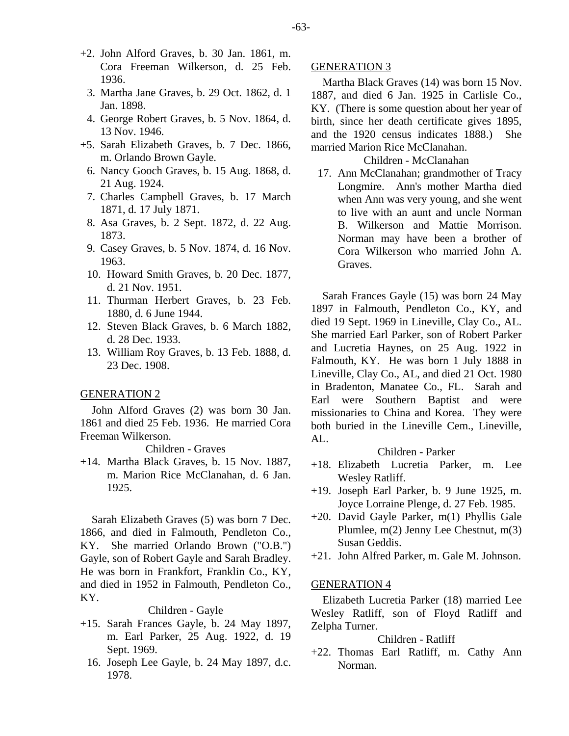+2. John Alford Graves, b. 30 Jan. 1861, m. Cora Freeman Wilkerson, d. 25 Feb. 1936.
3. Martha Jane Graves, b. 29 Oct. 1862, d. 1 Jan. 1898.
4. George Robert Graves, b. 5 Nov. 1864, d. 13 Nov. 1946.
+5. Sarah Elizabeth Graves, b. 7 Dec. 1866, m. Orlando Brown Gayle.
6. Nancy Gooch Graves, b. 15 Aug. 1868, d. 21 Aug. 1924.
7. Charles Campbell Graves, b. 17 March 1871, d. 17 July 1871.
8. Asa Graves, b. 2 Sept. 1872, d. 22 Aug. 1873.
9. Casey Graves, b. 5 Nov. 1874, d. 16 Nov. 1963.
10. Howard Smith Graves, b. 20 Dec. 1877, d. 21 Nov. 1951.
11. Thurman Herbert Graves, b. 23 Feb. 1880, d. 6 June 1944.
12. Steven Black Graves, b. 6 March 1882, d. 28 Dec. 1933.
13. William Roy Graves, b. 13 Feb. 1888, d. 23 Dec. 1908.

GENERATION 2

John Alford Graves (2) was born 30 Jan. 1861 and died 25 Feb. 1936. He married Cora Freeman Wilkerson.

Children - Graves

+14. Martha Black Graves, b. 15 Nov. 1887, m. Marion Rice McClanahan, d. 6 Jan. 1925.

Sarah Elizabeth Graves (5) was born 7 Dec. 1866, and died in Falmouth, Pendleton Co., KY. She married Orlando Brown ("O.B.") Gayle, son of Robert Gayle and Sarah Bradley. He was born in Frankfort, Franklin Co., KY, and died in 1952 in Falmouth, Pendleton Co., KY.

Children - Gayle

+15. Sarah Frances Gayle, b. 24 May 1897, m. Earl Parker, 25 Aug. 1922, d. 19 Sept. 1969.
16. Joseph Lee Gayle, b. 24 May 1897, d.c. 1978.

GENERATION 3

Martha Black Graves (14) was born 15 Nov. 1887, and died 6 Jan. 1925 in Carlisle Co., KY. (There is some question about her year of birth, since her death certificate gives 1895, and the 1920 census indicates 1888.) She married Marion Rice McClanahan.

Children - McClanahan

17. Ann McClanahan; grandmother of Tracy Longmire. Ann's mother Martha died when Ann was very young, and she went to live with an aunt and uncle Norman B. Wilkerson and Mattie Morrison. Norman may have been a brother of Cora Wilkerson who married John A. Graves.

Sarah Frances Gayle (15) was born 24 May 1897 in Falmouth, Pendleton Co., KY, and died 19 Sept. 1969 in Lineville, Clay Co., AL. She married Earl Parker, son of Robert Parker and Lucretia Haynes, on 25 Aug. 1922 in Falmouth, KY. He was born 1 July 1888 in Lineville, Clay Co., AL, and died 21 Oct. 1980 in Bradenton, Manatee Co., FL. Sarah and Earl were Southern Baptist and were missionaries to China and Korea. They were both buried in the Lineville Cem., Lineville, AL.

Children - Parker

+18. Elizabeth Lucretia Parker, m. Lee Wesley Ratliff.
+19. Joseph Earl Parker, b. 9 June 1925, m. Joyce Lorraine Plenge, d. 27 Feb. 1985.
+20. David Gayle Parker, m(1) Phyllis Gale Plumlee, m(2) Jenny Lee Chestnut, m(3) Susan Geddis.
+21. John Alfred Parker, m. Gale M. Johnson.

GENERATION 4

Elizabeth Lucretia Parker (18) married Lee Wesley Ratliff, son of Floyd Ratliff and Zelpha Turner.

Children - Ratliff

+22. Thomas Earl Ratliff, m. Cathy Ann Norman.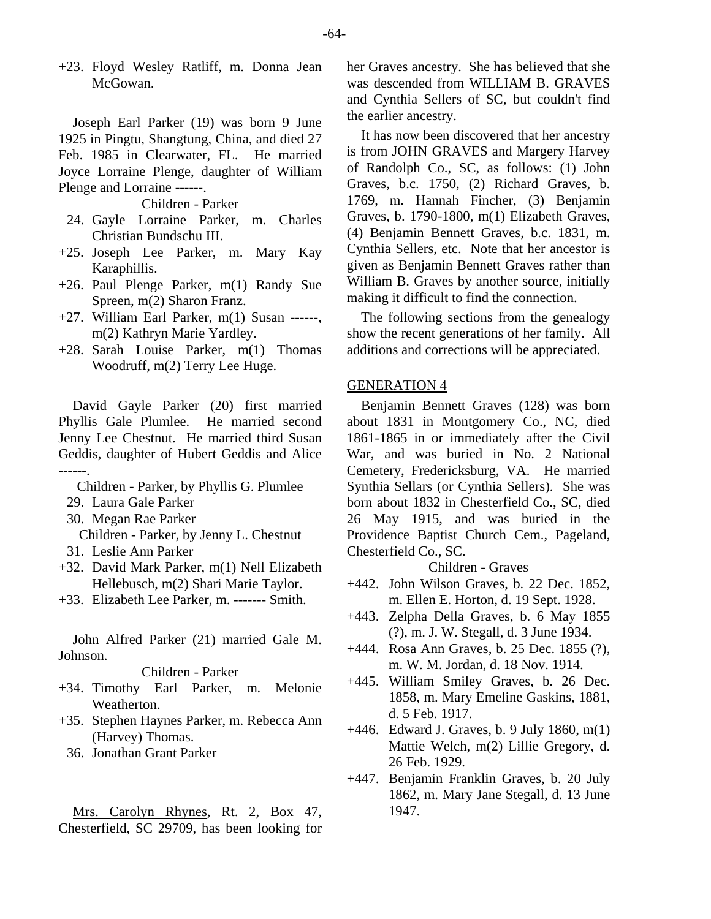+23. Floyd Wesley Ratliff, m. Donna Jean McGowan.

Joseph Earl Parker (19) was born 9 June 1925 in Pingtu, Shangtung, China, and died 27 Feb. 1985 in Clearwater, FL. He married Joyce Lorraine Plenge, daughter of William Plenge and Lorraine ------.

Children - Parker

24. Gayle Lorraine Parker, m. Charles Christian Bundschu III.
+25. Joseph Lee Parker, m. Mary Kay Karaphillis.
+26. Paul Plenge Parker, m(1) Randy Sue Spreen, m(2) Sharon Franz.
+27. William Earl Parker, m(1) Susan ------, m(2) Kathryn Marie Yardley.
+28. Sarah Louise Parker, m(1) Thomas Woodruff, m(2) Terry Lee Huge.

David Gayle Parker (20) first married Phyllis Gale Plumlee. He married second Jenny Lee Chestnut. He married third Susan Geddis, daughter of Hubert Geddis and Alice ------.

Children - Parker, by Phyllis G. Plumlee

29. Laura Gale Parker
30. Megan Rae Parker

Children - Parker, by Jenny L. Chestnut

31. Leslie Ann Parker
+32. David Mark Parker, m(1) Nell Elizabeth Hellebusch, m(2) Shari Marie Taylor.
+33. Elizabeth Lee Parker, m. ------- Smith.

John Alfred Parker (21) married Gale M. Johnson.

Children - Parker

+34. Timothy Earl Parker, m. Melonie Weatherton.
+35. Stephen Haynes Parker, m. Rebecca Ann (Harvey) Thomas.
36. Jonathan Grant Parker

Mrs. Carolyn Rhynes, Rt. 2, Box 47, Chesterfield, SC 29709, has been looking for her Graves ancestry. She has believed that she was descended from WILLIAM B. GRAVES and Cynthia Sellers of SC, but couldn't find the earlier ancestry.

It has now been discovered that her ancestry is from JOHN GRAVES and Margery Harvey of Randolph Co., SC, as follows: (1) John Graves, b.c. 1750, (2) Richard Graves, b. 1769, m. Hannah Fincher, (3) Benjamin Graves, b. 1790-1800, m(1) Elizabeth Graves, (4) Benjamin Bennett Graves, b.c. 1831, m. Cynthia Sellers, etc. Note that her ancestor is given as Benjamin Bennett Graves rather than William B. Graves by another source, initially making it difficult to find the connection.

The following sections from the genealogy show the recent generations of her family. All additions and corrections will be appreciated.

## GENERATION 4

Benjamin Bennett Graves (128) was born about 1831 in Montgomery Co., NC, died 1861-1865 in or immediately after the Civil War, and was buried in No. 2 National Cemetery, Fredericksburg, VA. He married Synthia Sellars (or Cynthia Sellers). She was born about 1832 in Chesterfield Co., SC, died 26 May 1915, and was buried in the Providence Baptist Church Cem., Pageland, Chesterfield Co., SC.

Children - Graves

+442. John Wilson Graves, b. 22 Dec. 1852, m. Ellen E. Horton, d. 19 Sept. 1928.
+443. Zelpha Della Graves, b. 6 May 1855 (?), m. J. W. Stegall, d. 3 June 1934.
+444. Rosa Ann Graves, b. 25 Dec. 1855 (?), m. W. M. Jordan, d. 18 Nov. 1914.
+445. William Smiley Graves, b. 26 Dec. 1858, m. Mary Emeline Gaskins, 1881, d. 5 Feb. 1917.
+446. Edward J. Graves, b. 9 July 1860, m(1) Mattie Welch, m(2) Lillie Gregory, d. 26 Feb. 1929.
+447. Benjamin Franklin Graves, b. 20 July 1862, m. Mary Jane Stegall, d. 13 June 1947.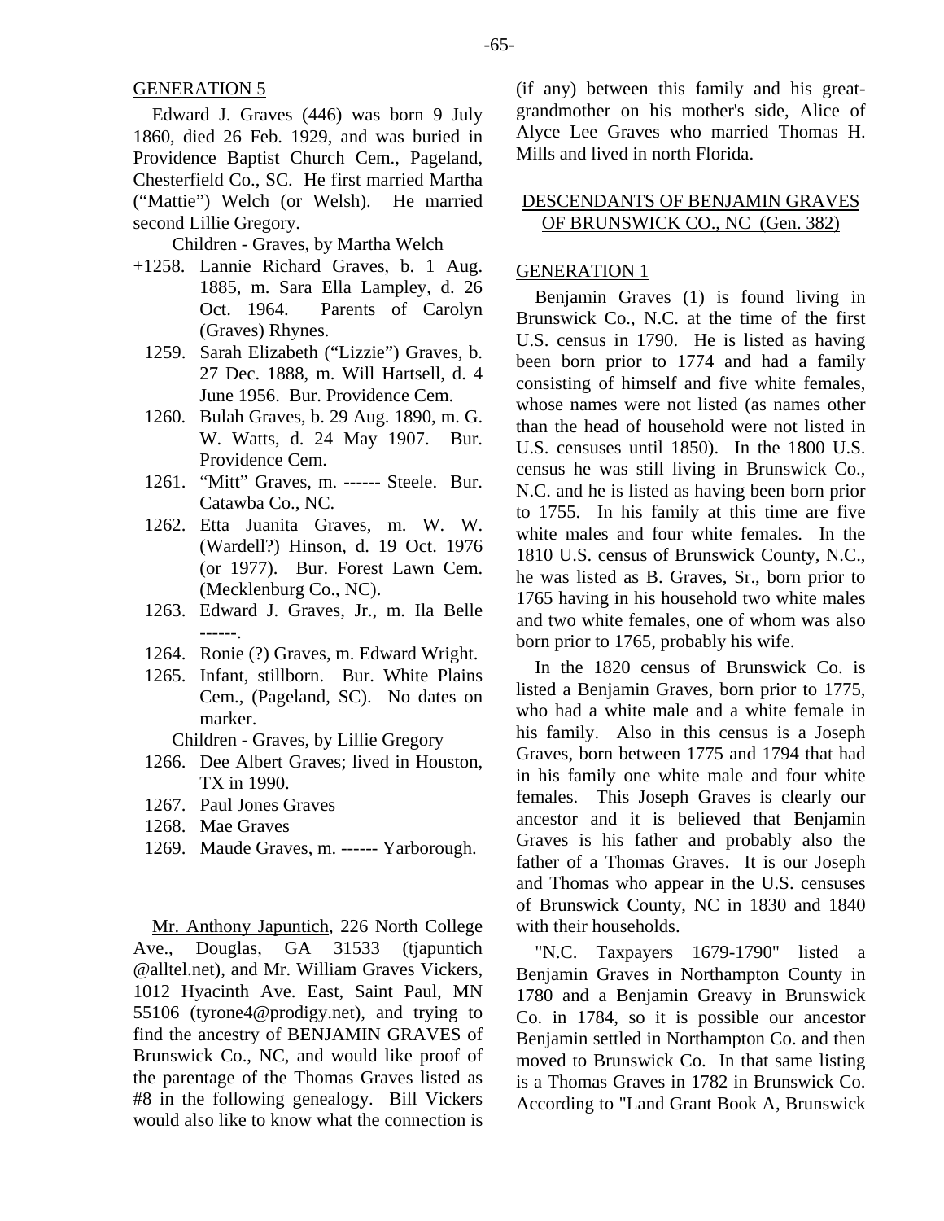## GENERATION 5

Edward J. Graves (446) was born 9 July 1860, died 26 Feb. 1929, and was buried in Providence Baptist Church Cem., Pageland, Chesterfield Co., SC. He first married Martha ("Mattie") Welch (or Welsh). He married second Lillie Gregory.

Children - Graves, by Martha Welch

- +1258. Lannie Richard Graves, b. 1 Aug. 1885, m. Sara Ella Lampley, d. 26 Oct. 1964. Parents of Carolyn (Graves) Rhynes.
- 1259. Sarah Elizabeth ("Lizzie") Graves, b. 27 Dec. 1888, m. Will Hartsell, d. 4 June 1956. Bur. Providence Cem.
- 1260. Bulah Graves, b. 29 Aug. 1890, m. G. W. Watts, d. 24 May 1907. Bur. Providence Cem.
- 1261. "Mitt" Graves, m. ------ Steele. Bur. Catawba Co., NC.
- 1262. Etta Juanita Graves, m. W. W. (Wardell?) Hinson, d. 19 Oct. 1976 (or 1977). Bur. Forest Lawn Cem. (Mecklenburg Co., NC).
- 1263. Edward J. Graves, Jr., m. Ila Belle ------.
- 1264. Ronie (?) Graves, m. Edward Wright.
- 1265. Infant, stillborn. Bur. White Plains Cem., (Pageland, SC). No dates on marker.

Children - Graves, by Lillie Gregory

- 1266. Dee Albert Graves; lived in Houston, TX in 1990.
- 1267. Paul Jones Graves
- 1268. Mae Graves
- 1269. Maude Graves, m. ------ Yarborough.

Mr. Anthony Japuntich, 226 North College Ave., Douglas, GA 31533 (tjapuntich @alltel.net), and Mr. William Graves Vickers, 1012 Hyacinth Ave. East, Saint Paul, MN 55106 (tyrone4@prodigy.net), and trying to find the ancestry of BENJAMIN GRAVES of Brunswick Co., NC, and would like proof of the parentage of the Thomas Graves listed as #8 in the following genealogy. Bill Vickers would also like to know what the connection is (if any) between this family and his great-grandmother on his mother's side, Alice of Alyce Lee Graves who married Thomas H. Mills and lived in north Florida.

## DESCENDANTS OF BENJAMIN GRAVES OF BRUNSWICK CO., NC (Gen. 382)

## GENERATION 1

Benjamin Graves (1) is found living in Brunswick Co., N.C. at the time of the first U.S. census in 1790. He is listed as having been born prior to 1774 and had a family consisting of himself and five white females, whose names were not listed (as names other than the head of household were not listed in U.S. censuses until 1850). In the 1800 U.S. census he was still living in Brunswick Co., N.C. and he is listed as having been born prior to 1755. In his family at this time are five white males and four white females. In the 1810 U.S. census of Brunswick County, N.C., he was listed as B. Graves, Sr., born prior to 1765 having in his household two white males and two white females, one of whom was also born prior to 1765, probably his wife.

In the 1820 census of Brunswick Co. is listed a Benjamin Graves, born prior to 1775, who had a white male and a white female in his family. Also in this census is a Joseph Graves, born between 1775 and 1794 that had in his family one white male and four white females. This Joseph Graves is clearly our ancestor and it is believed that Benjamin Graves is his father and probably also the father of a Thomas Graves. It is our Joseph and Thomas who appear in the U.S. censuses of Brunswick County, NC in 1830 and 1840 with their households.

"N.C. Taxpayers 1679-1790" listed a Benjamin Graves in Northampton County in 1780 and a Benjamin Greavy in Brunswick Co. in 1784, so it is possible our ancestor Benjamin settled in Northampton Co. and then moved to Brunswick Co. In that same listing is a Thomas Graves in 1782 in Brunswick Co. According to "Land Grant Book A, Brunswick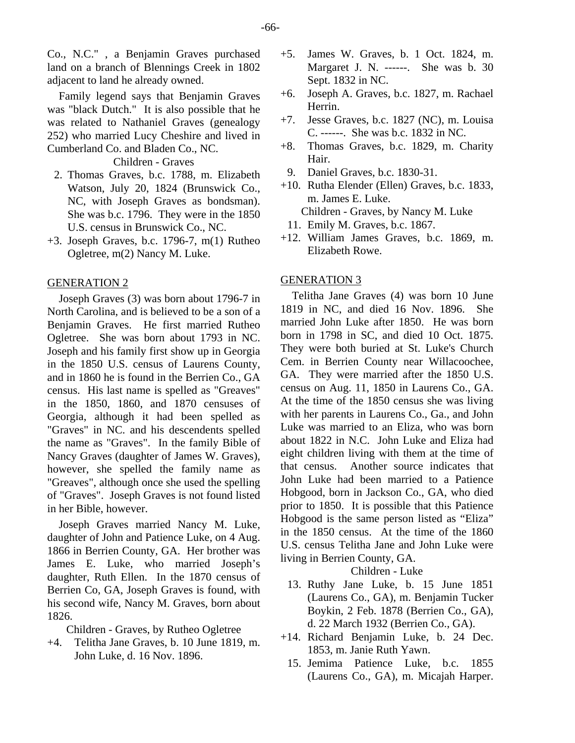Co., N.C." , a Benjamin Graves purchased land on a branch of Blennings Creek in 1802 adjacent to land he already owned.

Family legend says that Benjamin Graves was "black Dutch." It is also possible that he was related to Nathaniel Graves (genealogy 252) who married Lucy Cheshire and lived in Cumberland Co. and Bladen Co., NC.

Children - Graves

2. Thomas Graves, b.c. 1788, m. Elizabeth Watson, July 20, 1824 (Brunswick Co., NC, with Joseph Graves as bondsman). She was b.c. 1796. They were in the 1850 U.S. census in Brunswick Co., NC.
+3. Joseph Graves, b.c. 1796-7, m(1) Rutheo Ogletree, m(2) Nancy M. Luke.

## GENERATION 2

Joseph Graves (3) was born about 1796-7 in North Carolina, and is believed to be a son of a Benjamin Graves. He first married Rutheo Ogletree. She was born about 1793 in NC. Joseph and his family first show up in Georgia in the 1850 U.S. census of Laurens County, and in 1860 he is found in the Berrien Co., GA census. His last name is spelled as "Greaves" in the 1850, 1860, and 1870 censuses of Georgia, although it had been spelled as "Graves" in NC. and his descendents spelled the name as "Graves". In the family Bible of Nancy Graves (daughter of James W. Graves), however, she spelled the family name as "Greaves", although once she used the spelling of "Graves". Joseph Graves is not found listed in her Bible, however.

Joseph Graves married Nancy M. Luke, daughter of John and Patience Luke, on 4 Aug. 1866 in Berrien County, GA. Her brother was James E. Luke, who married Joseph's daughter, Ruth Ellen. In the 1870 census of Berrien Co, GA, Joseph Graves is found, with his second wife, Nancy M. Graves, born about 1826.

Children - Graves, by Rutheo Ogletree

+4. Telitha Jane Graves, b. 10 June 1819, m. John Luke, d. 16 Nov. 1896.
+5. James W. Graves, b. 1 Oct. 1824, m. Margaret J. N. ------. She was b. 30 Sept. 1832 in NC.
+6. Joseph A. Graves, b.c. 1827, m. Rachael Herrin.
+7. Jesse Graves, b.c. 1827 (NC), m. Louisa C. ------. She was b.c. 1832 in NC.
+8. Thomas Graves, b.c. 1829, m. Charity Hair.
9. Daniel Graves, b.c. 1830-31.
+10. Rutha Elender (Ellen) Graves, b.c. 1833, m. James E. Luke.

Children - Graves, by Nancy M. Luke

11. Emily M. Graves, b.c. 1867.
+12. William James Graves, b.c. 1869, m. Elizabeth Rowe.

## GENERATION 3

Telitha Jane Graves (4) was born 10 June 1819 in NC, and died 16 Nov. 1896. She married John Luke after 1850. He was born born in 1798 in SC, and died 10 Oct. 1875. They were both buried at St. Luke's Church Cem. in Berrien County near Willacoochee, GA. They were married after the 1850 U.S. census on Aug. 11, 1850 in Laurens Co., GA. At the time of the 1850 census she was living with her parents in Laurens Co., Ga., and John Luke was married to an Eliza, who was born about 1822 in N.C. John Luke and Eliza had eight children living with them at the time of that census. Another source indicates that John Luke had been married to a Patience Hobgood, born in Jackson Co., GA, who died prior to 1850. It is possible that this Patience Hobgood is the same person listed as "Eliza" in the 1850 census. At the time of the 1860 U.S. census Telitha Jane and John Luke were living in Berrien County, GA.

Children - Luke

13. Ruthy Jane Luke, b. 15 June 1851 (Laurens Co., GA), m. Benjamin Tucker Boykin, 2 Feb. 1878 (Berrien Co., GA), d. 22 March 1932 (Berrien Co., GA).
+14. Richard Benjamin Luke, b. 24 Dec. 1853, m. Janie Ruth Yawn.
15. Jemima Patience Luke, b.c. 1855 (Laurens Co., GA), m. Micajah Harper.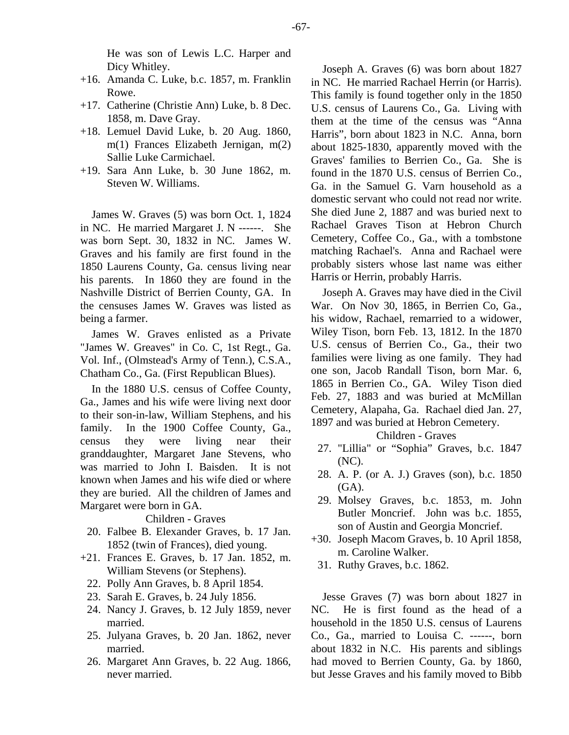He was son of Lewis L.C. Harper and Dicy Whitley.

+16. Amanda C. Luke, b.c. 1857, m. Franklin Rowe.
+17. Catherine (Christie Ann) Luke, b. 8 Dec. 1858, m. Dave Gray.
+18. Lemuel David Luke, b. 20 Aug. 1860, m(1) Frances Elizabeth Jernigan, m(2) Sallie Luke Carmichael.
+19. Sara Ann Luke, b. 30 June 1862, m. Steven W. Williams.

James W. Graves (5) was born Oct. 1, 1824 in NC. He married Margaret J. N ------. She was born Sept. 30, 1832 in NC. James W. Graves and his family are first found in the 1850 Laurens County, Ga. census living near his parents. In 1860 they are found in the Nashville District of Berrien County, GA. In the censuses James W. Graves was listed as being a farmer.

James W. Graves enlisted as a Private "James W. Greaves" in Co. C, 1st Regt., Ga. Vol. Inf., (Olmstead's Army of Tenn.), C.S.A., Chatham Co., Ga. (First Republican Blues).

In the 1880 U.S. census of Coffee County, Ga., James and his wife were living next door to their son-in-law, William Stephens, and his family. In the 1900 Coffee County, Ga., census they were living near their granddaughter, Margaret Jane Stevens, who was married to John I. Baisden. It is not known when James and his wife died or where they are buried. All the children of James and Margaret were born in GA.

Children - Graves

20. Falbee B. Elexander Graves, b. 17 Jan. 1852 (twin of Frances), died young.
+21. Frances E. Graves, b. 17 Jan. 1852, m. William Stevens (or Stephens).
22. Polly Ann Graves, b. 8 April 1854.
23. Sarah E. Graves, b. 24 July 1856.
24. Nancy J. Graves, b. 12 July 1859, never married.
25. Julyana Graves, b. 20 Jan. 1862, never married.
26. Margaret Ann Graves, b. 22 Aug. 1866, never married.

Joseph A. Graves (6) was born about 1827 in NC. He married Rachael Herrin (or Harris). This family is found together only in the 1850 U.S. census of Laurens Co., Ga. Living with them at the time of the census was "Anna Harris", born about 1823 in N.C. Anna, born about 1825-1830, apparently moved with the Graves' families to Berrien Co., Ga. She is found in the 1870 U.S. census of Berrien Co., Ga. in the Samuel G. Varn household as a domestic servant who could not read nor write. She died June 2, 1887 and was buried next to Rachael Graves Tison at Hebron Church Cemetery, Coffee Co., Ga., with a tombstone matching Rachael's. Anna and Rachael were probably sisters whose last name was either Harris or Herrin, probably Harris.

Joseph A. Graves may have died in the Civil War. On Nov 30, 1865, in Berrien Co, Ga., his widow, Rachael, remarried to a widower, Wiley Tison, born Feb. 13, 1812. In the 1870 U.S. census of Berrien Co., Ga., their two families were living as one family. They had one son, Jacob Randall Tison, born Mar. 6, 1865 in Berrien Co., GA. Wiley Tison died Feb. 27, 1883 and was buried at McMillan Cemetery, Alapaha, Ga. Rachael died Jan. 27, 1897 and was buried at Hebron Cemetery.

Children - Graves

27. "Lillia" or "Sophia" Graves, b.c. 1847 (NC).
28. A. P. (or A. J.) Graves (son), b.c. 1850 (GA).
29. Molsey Graves, b.c. 1853, m. John Butler Moncrief. John was b.c. 1855, son of Austin and Georgia Moncrief.
+30. Joseph Macom Graves, b. 10 April 1858, m. Caroline Walker.
31. Ruthy Graves, b.c. 1862.

Jesse Graves (7) was born about 1827 in NC. He is first found as the head of a household in the 1850 U.S. census of Laurens Co., Ga., married to Louisa C. ------, born about 1832 in N.C. His parents and siblings had moved to Berrien County, Ga. by 1860, but Jesse Graves and his family moved to Bibb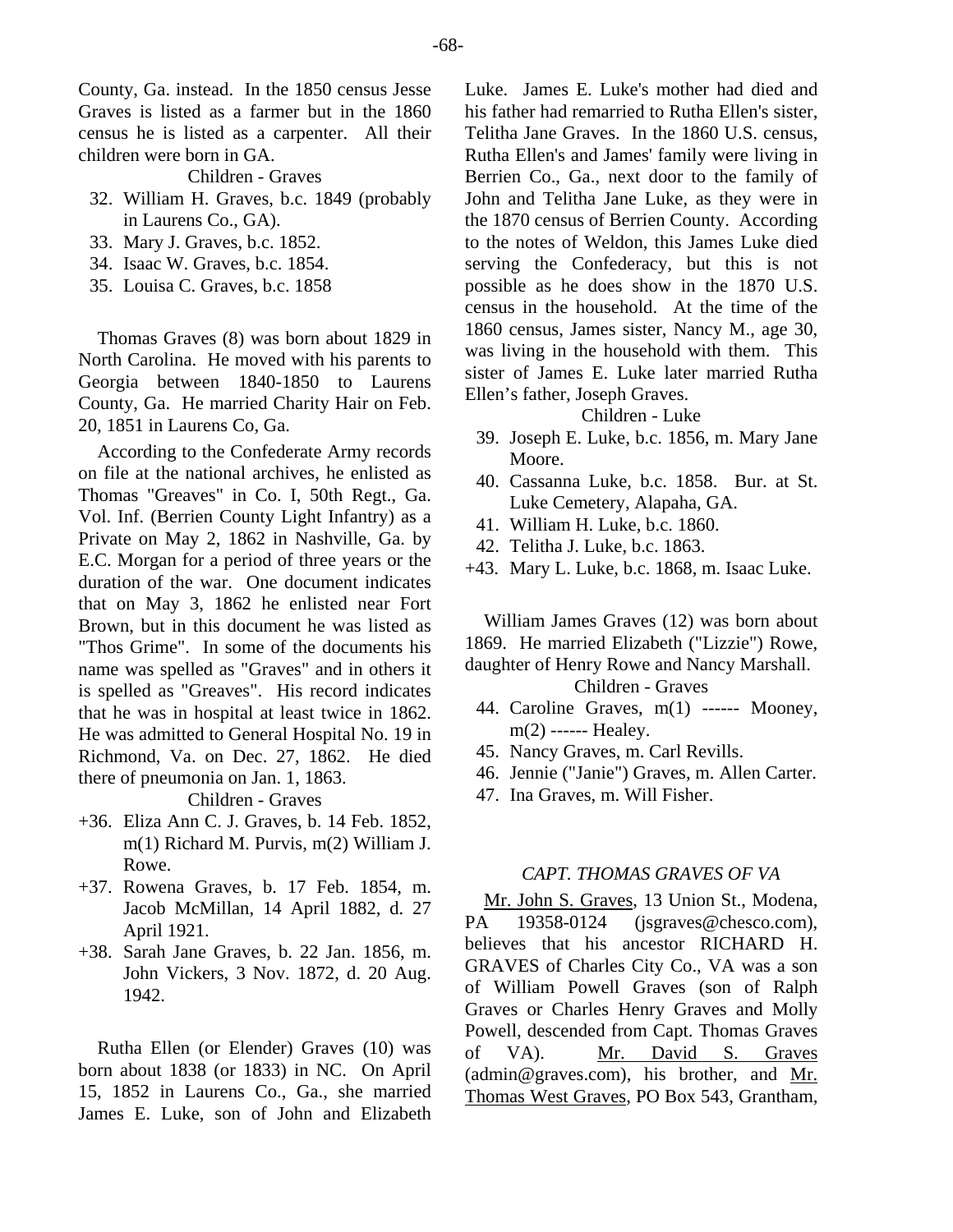County, Ga. instead. In the 1850 census Jesse Graves is listed as a farmer but in the 1860 census he is listed as a carpenter. All their children were born in GA.

Children - Graves

32. William H. Graves, b.c. 1849 (probably in Laurens Co., GA).
33. Mary J. Graves, b.c. 1852.
34. Isaac W. Graves, b.c. 1854.
35. Louisa C. Graves, b.c. 1858

Thomas Graves (8) was born about 1829 in North Carolina. He moved with his parents to Georgia between 1840-1850 to Laurens County, Ga. He married Charity Hair on Feb. 20, 1851 in Laurens Co, Ga.

According to the Confederate Army records on file at the national archives, he enlisted as Thomas "Greaves" in Co. I, 50th Regt., Ga. Vol. Inf. (Berrien County Light Infantry) as a Private on May 2, 1862 in Nashville, Ga. by E.C. Morgan for a period of three years or the duration of the war. One document indicates that on May 3, 1862 he enlisted near Fort Brown, but in this document he was listed as "Thos Grime". In some of the documents his name was spelled as "Graves" and in others it is spelled as "Greaves". His record indicates that he was in hospital at least twice in 1862. He was admitted to General Hospital No. 19 in Richmond, Va. on Dec. 27, 1862. He died there of pneumonia on Jan. 1, 1863.

Children - Graves

+36. Eliza Ann C. J. Graves, b. 14 Feb. 1852, m(1) Richard M. Purvis, m(2) William J. Rowe.
+37. Rowena Graves, b. 17 Feb. 1854, m. Jacob McMillan, 14 April 1882, d. 27 April 1921.
+38. Sarah Jane Graves, b. 22 Jan. 1856, m. John Vickers, 3 Nov. 1872, d. 20 Aug. 1942.

Rutha Ellen (or Elender) Graves (10) was born about 1838 (or 1833) in NC. On April 15, 1852 in Laurens Co., Ga., she married James E. Luke, son of John and Elizabeth Luke. James E. Luke's mother had died and his father had remarried to Rutha Ellen's sister, Telitha Jane Graves. In the 1860 U.S. census, Rutha Ellen's and James' family were living in Berrien Co., Ga., next door to the family of John and Telitha Jane Luke, as they were in the 1870 census of Berrien County. According to the notes of Weldon, this James Luke died serving the Confederacy, but this is not possible as he does show in the 1870 U.S. census in the household. At the time of the 1860 census, James sister, Nancy M., age 30, was living in the household with them. This sister of James E. Luke later married Rutha Ellen's father, Joseph Graves.

Children - Luke

39. Joseph E. Luke, b.c. 1856, m. Mary Jane Moore.
40. Cassanna Luke, b.c. 1858. Bur. at St. Luke Cemetery, Alapaha, GA.
41. William H. Luke, b.c. 1860.
42. Telitha J. Luke, b.c. 1863.
+43. Mary L. Luke, b.c. 1868, m. Isaac Luke.

William James Graves (12) was born about 1869. He married Elizabeth ("Lizzie") Rowe, daughter of Henry Rowe and Nancy Marshall.

Children - Graves

44. Caroline Graves, m(1) ------ Mooney, m(2) ------ Healey.
45. Nancy Graves, m. Carl Revills.
46. Jennie ("Janie") Graves, m. Allen Carter.
47. Ina Graves, m. Will Fisher.

*CAPT. THOMAS GRAVES OF VA*

Mr. John S. Graves, 13 Union St., Modena, PA 19358-0124 (jsgraves@chesco.com), believes that his ancestor RICHARD H. GRAVES of Charles City Co., VA was a son of William Powell Graves (son of Ralph Graves or Charles Henry Graves and Molly Powell, descended from Capt. Thomas Graves of VA). Mr. David S. Graves (admin@graves.com), his brother, and Mr. Thomas West Graves, PO Box 543, Grantham,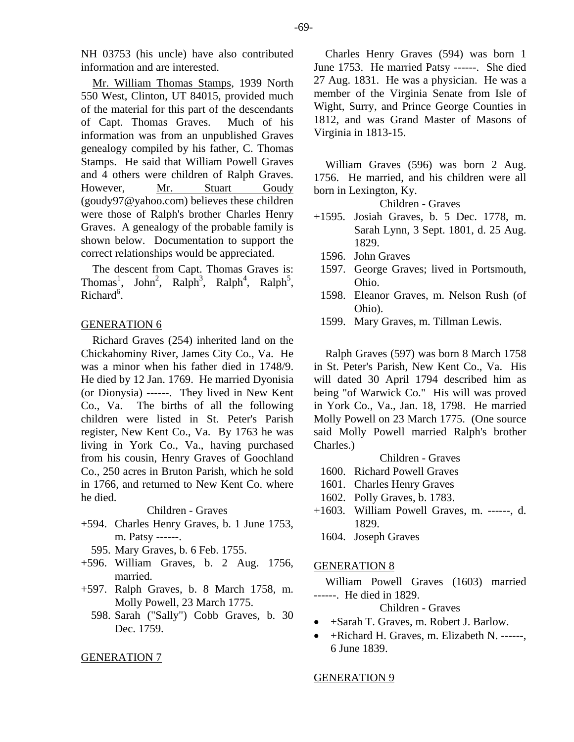NH 03753 (his uncle) have also contributed information and are interested.

Mr. William Thomas Stamps, 1939 North 550 West, Clinton, UT 84015, provided much of the material for this part of the descendants of Capt. Thomas Graves. Much of his information was from an unpublished Graves genealogy compiled by his father, C. Thomas Stamps. He said that William Powell Graves and 4 others were children of Ralph Graves. However, Mr. Stuart Goudy (goudy97@yahoo.com) believes these children were those of Ralph's brother Charles Henry Graves. A genealogy of the probable family is shown below. Documentation to support the correct relationships would be appreciated.

The descent from Capt. Thomas Graves is: Thomas[1], John[2], Ralph[3], Ralph[4], Ralph[5], Richard[6].

## GENERATION 6

Richard Graves (254) inherited land on the Chickahominy River, James City Co., Va. He was a minor when his father died in 1748/9. He died by 12 Jan. 1769. He married Dyonisia (or Dionysia) ------. They lived in New Kent Co., Va. The births of all the following children were listed in St. Peter's Parish register, New Kent Co., Va. By 1763 he was living in York Co., Va., having purchased from his cousin, Henry Graves of Goochland Co., 250 acres in Bruton Parish, which he sold in 1766, and returned to New Kent Co. where he died.

Children - Graves

- +594. Charles Henry Graves, b. 1 June 1753, m. Patsy ------.
- 595. Mary Graves, b. 6 Feb. 1755.
- +596. William Graves, b. 2 Aug. 1756, married.
- +597. Ralph Graves, b. 8 March 1758, m. Molly Powell, 23 March 1775.
- 598. Sarah ("Sally") Cobb Graves, b. 30 Dec. 1759.

## GENERATION 7

Charles Henry Graves (594) was born 1 June 1753. He married Patsy ------. She died 27 Aug. 1831. He was a physician. He was a member of the Virginia Senate from Isle of Wight, Surry, and Prince George Counties in 1812, and was Grand Master of Masons of Virginia in 1813-15.

William Graves (596) was born 2 Aug. 1756. He married, and his children were all born in Lexington, Ky.

Children - Graves

- +1595. Josiah Graves, b. 5 Dec. 1778, m. Sarah Lynn, 3 Sept. 1801, d. 25 Aug. 1829.
- 1596. John Graves
- 1597. George Graves; lived in Portsmouth, Ohio.
- 1598. Eleanor Graves, m. Nelson Rush (of Ohio).
- 1599. Mary Graves, m. Tillman Lewis.

Ralph Graves (597) was born 8 March 1758 in St. Peter's Parish, New Kent Co., Va. His will dated 30 April 1794 described him as being "of Warwick Co." His will was proved in York Co., Va., Jan. 18, 1798. He married Molly Powell on 23 March 1775. (One source said Molly Powell married Ralph's brother Charles.)

Children - Graves

- 1600. Richard Powell Graves
- 1601. Charles Henry Graves
- 1602. Polly Graves, b. 1783.
- +1603. William Powell Graves, m. ------, d. 1829.
- 1604. Joseph Graves

## GENERATION 8

William Powell Graves (1603) married ------. He died in 1829.

Children - Graves

- +Sarah T. Graves, m. Robert J. Barlow.
- +Richard H. Graves, m. Elizabeth N. ------, 6 June 1839.

## GENERATION 9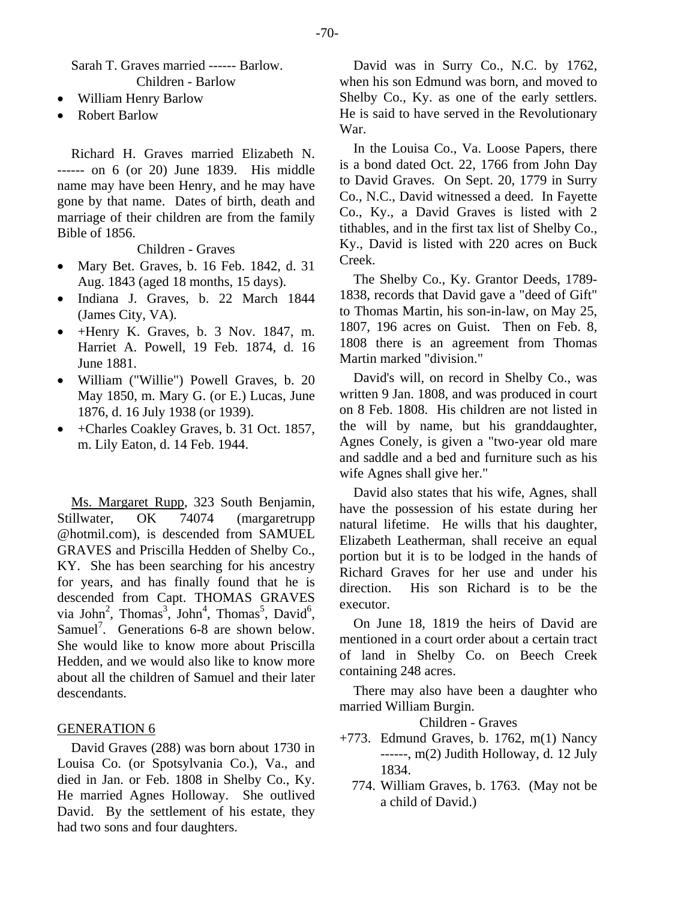Sarah T. Graves married ------ Barlow.

Children - Barlow

- William Henry Barlow
- Robert Barlow

Richard H. Graves married Elizabeth N. ------ on 6 (or 20) June 1839. His middle name may have been Henry, and he may have gone by that name. Dates of birth, death and marriage of their children are from the family Bible of 1856.

Children - Graves

- Mary Bet. Graves, b. 16 Feb. 1842, d. 31 Aug. 1843 (aged 18 months, 15 days).
- Indiana J. Graves, b. 22 March 1844 (James City, VA).
- +Henry K. Graves, b. 3 Nov. 1847, m. Harriet A. Powell, 19 Feb. 1874, d. 16 June 1881.
- William ("Willie") Powell Graves, b. 20 May 1850, m. Mary G. (or E.) Lucas, June 1876, d. 16 July 1938 (or 1939).
- +Charles Coakley Graves, b. 31 Oct. 1857, m. Lily Eaton, d. 14 Feb. 1944.

Ms. Margaret Rupp, 323 South Benjamin, Stillwater, OK 74074 (margaretrupp @hotmil.com), is descended from SAMUEL GRAVES and Priscilla Hedden of Shelby Co., KY. She has been searching for his ancestry for years, and has finally found that he is descended from Capt. THOMAS GRAVES via John[2], Thomas[3], John[4], Thomas[5], David[6], Samuel[7]. Generations 6-8 are shown below. She would like to know more about Priscilla Hedden, and we would also like to know more about all the children of Samuel and their later descendants.

## GENERATION 6

David Graves (288) was born about 1730 in Louisa Co. (or Spotsylvania Co.), Va., and died in Jan. or Feb. 1808 in Shelby Co., Ky. He married Agnes Holloway. She outlived David. By the settlement of his estate, they had two sons and four daughters.

David was in Surry Co., N.C. by 1762, when his son Edmund was born, and moved to Shelby Co., Ky. as one of the early settlers. He is said to have served in the Revolutionary War.

In the Louisa Co., Va. Loose Papers, there is a bond dated Oct. 22, 1766 from John Day to David Graves. On Sept. 20, 1779 in Surry Co., N.C., David witnessed a deed. In Fayette Co., Ky., a David Graves is listed with 2 tithables, and in the first tax list of Shelby Co., Ky., David is listed with 220 acres on Buck Creek.

The Shelby Co., Ky. Grantor Deeds, 1789-1838, records that David gave a "deed of Gift" to Thomas Martin, his son-in-law, on May 25, 1807, 196 acres on Guist. Then on Feb. 8, 1808 there is an agreement from Thomas Martin marked "division."

David's will, on record in Shelby Co., was written 9 Jan. 1808, and was produced in court on 8 Feb. 1808. His children are not listed in the will by name, but his granddaughter, Agnes Conely, is given a "two-year old mare and saddle and a bed and furniture such as his wife Agnes shall give her."

David also states that his wife, Agnes, shall have the possession of his estate during her natural lifetime. He wills that his daughter, Elizabeth Leatherman, shall receive an equal portion but it is to be lodged in the hands of Richard Graves for her use and under his direction. His son Richard is to be the executor.

On June 18, 1819 the heirs of David are mentioned in a court order about a certain tract of land in Shelby Co. on Beech Creek containing 248 acres.

There may also have been a daughter who married William Burgin.

Children - Graves

+773. Edmund Graves, b. 1762, m(1) Nancy ------, m(2) Judith Holloway, d. 12 July 1834.

774. William Graves, b. 1763. (May not be a child of David.)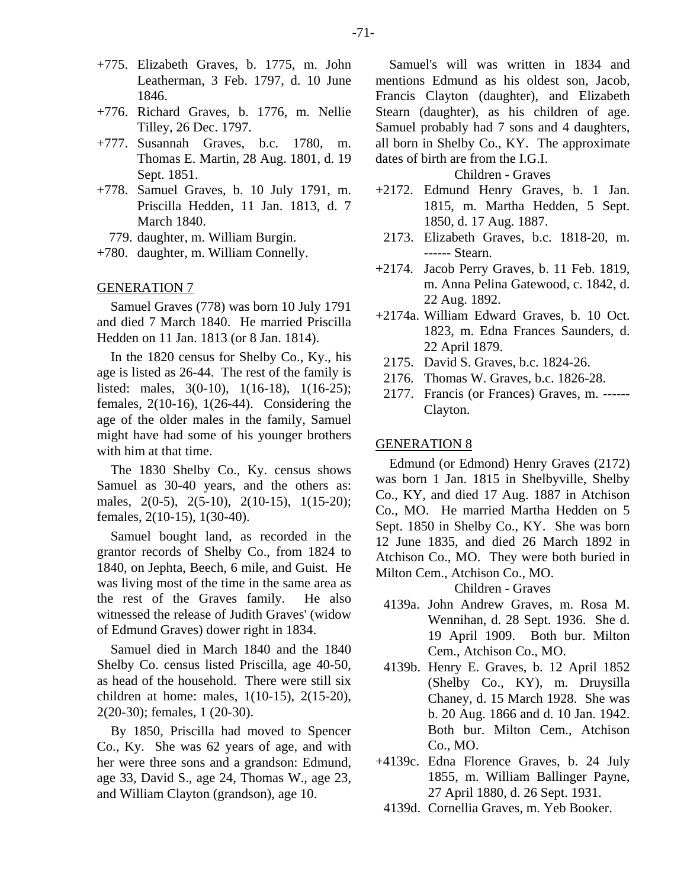+775. Elizabeth Graves, b. 1775, m. John Leatherman, 3 Feb. 1797, d. 10 June 1846.

+776. Richard Graves, b. 1776, m. Nellie Tilley, 26 Dec. 1797.

+777. Susannah Graves, b.c. 1780, m. Thomas E. Martin, 28 Aug. 1801, d. 19 Sept. 1851.

+778. Samuel Graves, b. 10 July 1791, m. Priscilla Hedden, 11 Jan. 1813, d. 7 March 1840.

779. daughter, m. William Burgin.

+780. daughter, m. William Connelly.

GENERATION 7

Samuel Graves (778) was born 10 July 1791 and died 7 March 1840. He married Priscilla Hedden on 11 Jan. 1813 (or 8 Jan. 1814).

In the 1820 census for Shelby Co., Ky., his age is listed as 26-44. The rest of the family is listed: males, 3(0-10), 1(16-18), 1(16-25); females, 2(10-16), 1(26-44). Considering the age of the older males in the family, Samuel might have had some of his younger brothers with him at that time.

The 1830 Shelby Co., Ky. census shows Samuel as 30-40 years, and the others as: males, 2(0-5), 2(5-10), 2(10-15), 1(15-20); females, 2(10-15), 1(30-40).

Samuel bought land, as recorded in the grantor records of Shelby Co., from 1824 to 1840, on Jephta, Beech, 6 mile, and Guist. He was living most of the time in the same area as the rest of the Graves family. He also witnessed the release of Judith Graves' (widow of Edmund Graves) dower right in 1834.

Samuel died in March 1840 and the 1840 Shelby Co. census listed Priscilla, age 40-50, as head of the household. There were still six children at home: males, 1(10-15), 2(15-20), 2(20-30); females, 1 (20-30).

By 1850, Priscilla had moved to Spencer Co., Ky. She was 62 years of age, and with her were three sons and a grandson: Edmund, age 33, David S., age 24, Thomas W., age 23, and William Clayton (grandson), age 10.

Samuel's will was written in 1834 and mentions Edmund as his oldest son, Jacob, Francis Clayton (daughter), and Elizabeth Stearn (daughter), as his children of age. Samuel probably had 7 sons and 4 daughters, all born in Shelby Co., KY. The approximate dates of birth are from the I.G.I.

Children - Graves

+2172. Edmund Henry Graves, b. 1 Jan. 1815, m. Martha Hedden, 5 Sept. 1850, d. 17 Aug. 1887.

2173. Elizabeth Graves, b.c. 1818-20, m. ------ Stearn.

+2174. Jacob Perry Graves, b. 11 Feb. 1819, m. Anna Pelina Gatewood, c. 1842, d. 22 Aug. 1892.

+2174a. William Edward Graves, b. 10 Oct. 1823, m. Edna Frances Saunders, d. 22 April 1879.

2175. David S. Graves, b.c. 1824-26.

2176. Thomas W. Graves, b.c. 1826-28.

2177. Francis (or Frances) Graves, m. ------ Clayton.

GENERATION 8

Edmund (or Edmond) Henry Graves (2172) was born 1 Jan. 1815 in Shelbyville, Shelby Co., KY, and died 17 Aug. 1887 in Atchison Co., MO. He married Martha Hedden on 5 Sept. 1850 in Shelby Co., KY. She was born 12 June 1835, and died 26 March 1892 in Atchison Co., MO. They were both buried in Milton Cem., Atchison Co., MO.

Children - Graves

4139a. John Andrew Graves, m. Rosa M. Wennihan, d. 28 Sept. 1936. She d. 19 April 1909. Both bur. Milton Cem., Atchison Co., MO.

4139b. Henry E. Graves, b. 12 April 1852 (Shelby Co., KY), m. Druysilla Chaney, d. 15 March 1928. She was b. 20 Aug. 1866 and d. 10 Jan. 1942. Both bur. Milton Cem., Atchison Co., MO.

+4139c. Edna Florence Graves, b. 24 July 1855, m. William Ballinger Payne, 27 April 1880, d. 26 Sept. 1931.

4139d. Cornellia Graves, m. Yeb Booker.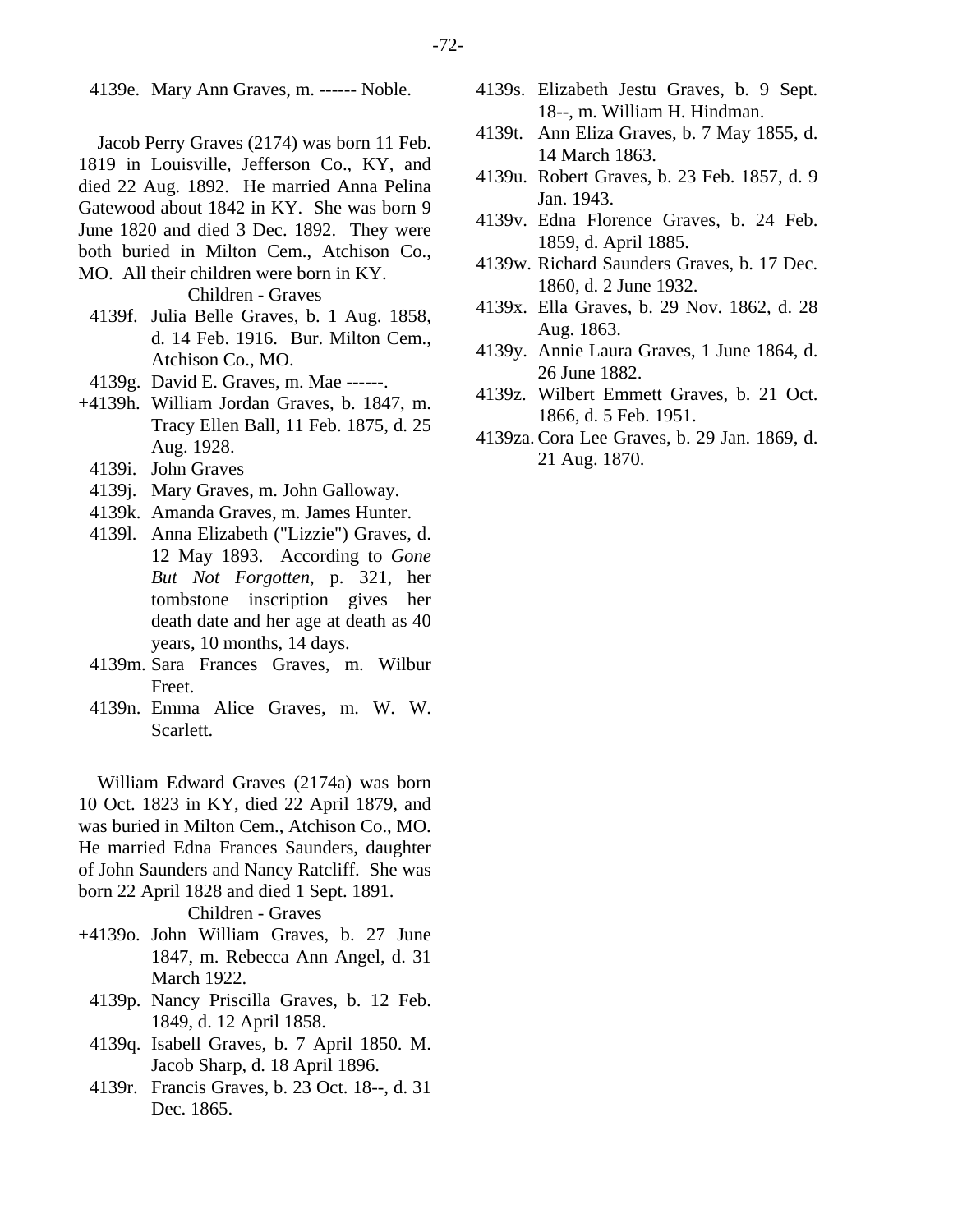4139e. Mary Ann Graves, m. ------ Noble.

Jacob Perry Graves (2174) was born 11 Feb. 1819 in Louisville, Jefferson Co., KY, and died 22 Aug. 1892. He married Anna Pelina Gatewood about 1842 in KY. She was born 9 June 1820 and died 3 Dec. 1892. They were both buried in Milton Cem., Atchison Co., MO. All their children were born in KY.

Children - Graves

- 4139f. Julia Belle Graves, b. 1 Aug. 1858, d. 14 Feb. 1916. Bur. Milton Cem., Atchison Co., MO.
- 4139g. David E. Graves, m. Mae ------.
- +4139h. William Jordan Graves, b. 1847, m. Tracy Ellen Ball, 11 Feb. 1875, d. 25 Aug. 1928.
- 4139i. John Graves
- 4139j. Mary Graves, m. John Galloway.
- 4139k. Amanda Graves, m. James Hunter.
- 4139l. Anna Elizabeth ("Lizzie") Graves, d. 12 May 1893. According to *Gone But Not Forgotten*, p. 321, her tombstone inscription gives her death date and her age at death as 40 years, 10 months, 14 days.
- 4139m. Sara Frances Graves, m. Wilbur Freet.
- 4139n. Emma Alice Graves, m. W. W. Scarlett.

William Edward Graves (2174a) was born 10 Oct. 1823 in KY, died 22 April 1879, and was buried in Milton Cem., Atchison Co., MO. He married Edna Frances Saunders, daughter of John Saunders and Nancy Ratcliff. She was born 22 April 1828 and died 1 Sept. 1891.

Children - Graves

- +4139o. John William Graves, b. 27 June 1847, m. Rebecca Ann Angel, d. 31 March 1922.
- 4139p. Nancy Priscilla Graves, b. 12 Feb. 1849, d. 12 April 1858.
- 4139q. Isabell Graves, b. 7 April 1850. M. Jacob Sharp, d. 18 April 1896.
- 4139r. Francis Graves, b. 23 Oct. 18--, d. 31 Dec. 1865.
- 4139s. Elizabeth Jestu Graves, b. 9 Sept. 18--, m. William H. Hindman.
- 4139t. Ann Eliza Graves, b. 7 May 1855, d. 14 March 1863.
- 4139u. Robert Graves, b. 23 Feb. 1857, d. 9 Jan. 1943.
- 4139v. Edna Florence Graves, b. 24 Feb. 1859, d. April 1885.
- 4139w. Richard Saunders Graves, b. 17 Dec. 1860, d. 2 June 1932.
- 4139x. Ella Graves, b. 29 Nov. 1862, d. 28 Aug. 1863.
- 4139y. Annie Laura Graves, 1 June 1864, d. 26 June 1882.
- 4139z. Wilbert Emmett Graves, b. 21 Oct. 1866, d. 5 Feb. 1951.
- 4139za. Cora Lee Graves, b. 29 Jan. 1869, d. 21 Aug. 1870.